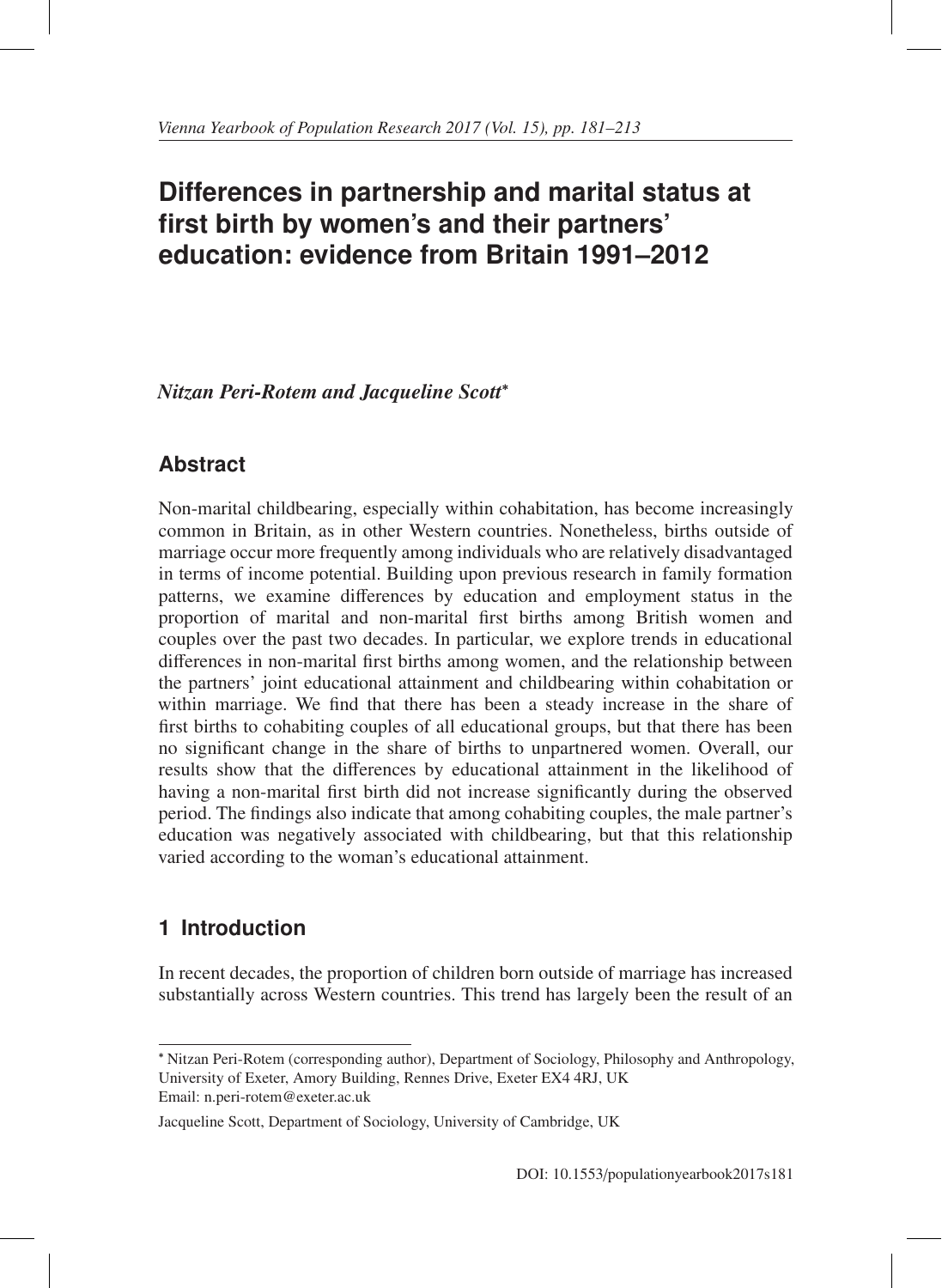# Differences in partnership and marital status at first birth by women's and their partners' education: evidence from Britain 1991–2012

*Nitzan Peri-Rotem and Jacqueline Scott*[∗]

## Abstract

Non-marital childbearing, especially within cohabitation, has become increasingly common in Britain, as in other Western countries. Nonetheless, births outside of marriage occur more frequently among individuals who are relatively disadvantaged in terms of income potential. Building upon previous research in family formation patterns, we examine differences by education and employment status in the proportion of marital and non-marital first births among British women and couples over the past two decades. In particular, we explore trends in educational differences in non-marital first births among women, and the relationship between the partners' joint educational attainment and childbearing within cohabitation or within marriage. We find that there has been a steady increase in the share of first births to cohabiting couples of all educational groups, but that there has been no significant change in the share of births to unpartnered women. Overall, our results show that the differences by educational attainment in the likelihood of having a non-marital first birth did not increase significantly during the observed period. The findings also indicate that among cohabiting couples, the male partner's education was negatively associated with childbearing, but that this relationship varied according to the woman's educational attainment.

## 1 Introduction

In recent decades, the proportion of children born outside of marriage has increased substantially across Western countries. This trend has largely been the result of an

---

[∗] Nitzan Peri-Rotem (corresponding author), Department of Sociology, Philosophy and Anthropology, University of Exeter, Amory Building, Rennes Drive, Exeter EX4 4RJ, UK
Email: n.peri-rotem@exeter.ac.uk

Jacqueline Scott, Department of Sociology, University of Cambridge, UK

DOI: 10.1553/populationyearbook2017s181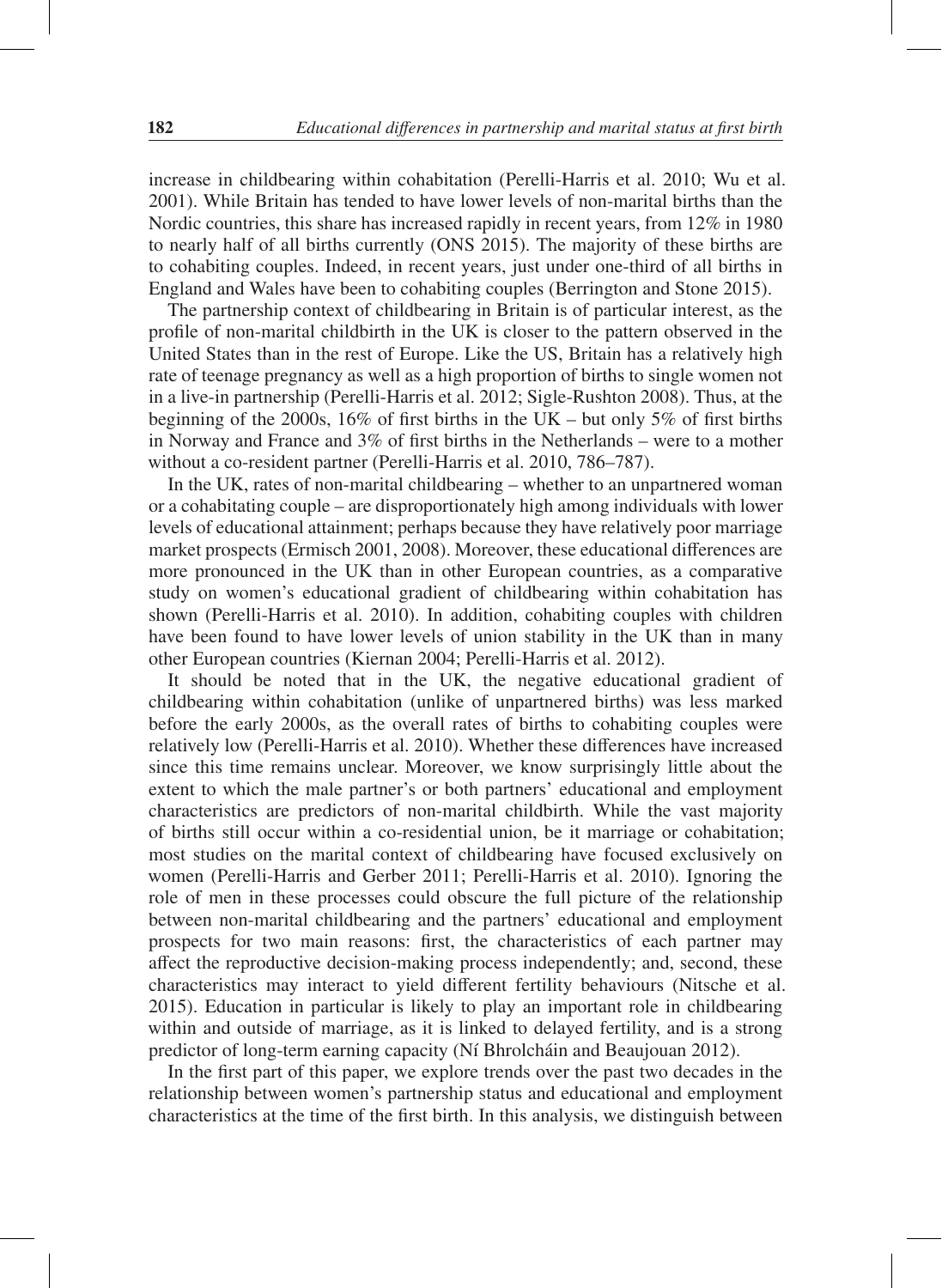increase in childbearing within cohabitation (Perelli-Harris et al. 2010; Wu et al. 2001). While Britain has tended to have lower levels of non-marital births than the Nordic countries, this share has increased rapidly in recent years, from 12% in 1980 to nearly half of all births currently (ONS 2015). The majority of these births are to cohabiting couples. Indeed, in recent years, just under one-third of all births in England and Wales have been to cohabiting couples (Berrington and Stone 2015).

The partnership context of childbearing in Britain is of particular interest, as the profile of non-marital childbirth in the UK is closer to the pattern observed in the United States than in the rest of Europe. Like the US, Britain has a relatively high rate of teenage pregnancy as well as a high proportion of births to single women not in a live-in partnership (Perelli-Harris et al. 2012; Sigle-Rushton 2008). Thus, at the beginning of the 2000s, 16% of first births in the UK – but only 5% of first births in Norway and France and 3% of first births in the Netherlands – were to a mother without a co-resident partner (Perelli-Harris et al. 2010, 786–787).

In the UK, rates of non-marital childbearing – whether to an unpartnered woman or a cohabitating couple – are disproportionately high among individuals with lower levels of educational attainment; perhaps because they have relatively poor marriage market prospects (Ermisch 2001, 2008). Moreover, these educational differences are more pronounced in the UK than in other European countries, as a comparative study on women's educational gradient of childbearing within cohabitation has shown (Perelli-Harris et al. 2010). In addition, cohabiting couples with children have been found to have lower levels of union stability in the UK than in many other European countries (Kiernan 2004; Perelli-Harris et al. 2012).

It should be noted that in the UK, the negative educational gradient of childbearing within cohabitation (unlike of unpartnered births) was less marked before the early 2000s, as the overall rates of births to cohabiting couples were relatively low (Perelli-Harris et al. 2010). Whether these differences have increased since this time remains unclear. Moreover, we know surprisingly little about the extent to which the male partner's or both partners' educational and employment characteristics are predictors of non-marital childbirth. While the vast majority of births still occur within a co-residential union, be it marriage or cohabitation; most studies on the marital context of childbearing have focused exclusively on women (Perelli-Harris and Gerber 2011; Perelli-Harris et al. 2010). Ignoring the role of men in these processes could obscure the full picture of the relationship between non-marital childbearing and the partners' educational and employment prospects for two main reasons: first, the characteristics of each partner may affect the reproductive decision-making process independently; and, second, these characteristics may interact to yield different fertility behaviours (Nitsche et al. 2015). Education in particular is likely to play an important role in childbearing within and outside of marriage, as it is linked to delayed fertility, and is a strong predictor of long-term earning capacity (Ní Bhrolcháin and Beaujouan 2012).

In the first part of this paper, we explore trends over the past two decades in the relationship between women's partnership status and educational and employment characteristics at the time of the first birth. In this analysis, we distinguish between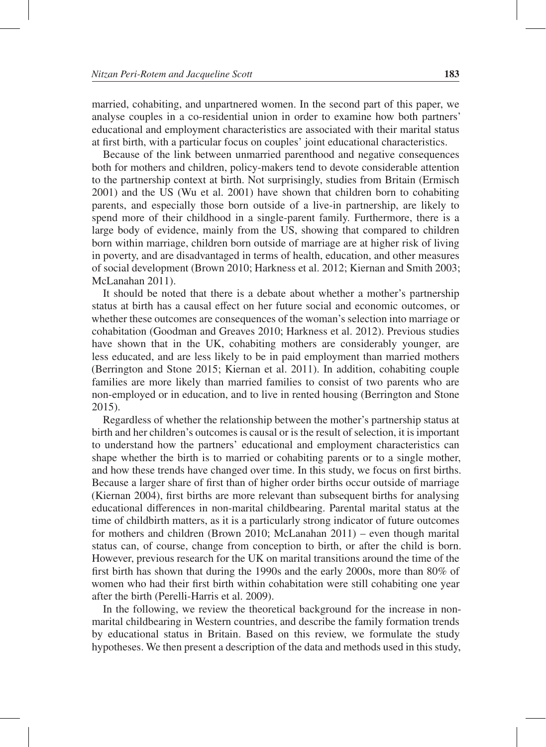married, cohabiting, and unpartnered women. In the second part of this paper, we analyse couples in a co-residential union in order to examine how both partners' educational and employment characteristics are associated with their marital status at first birth, with a particular focus on couples' joint educational characteristics.

Because of the link between unmarried parenthood and negative consequences both for mothers and children, policy-makers tend to devote considerable attention to the partnership context at birth. Not surprisingly, studies from Britain (Ermisch 2001) and the US (Wu et al. 2001) have shown that children born to cohabiting parents, and especially those born outside of a live-in partnership, are likely to spend more of their childhood in a single-parent family. Furthermore, there is a large body of evidence, mainly from the US, showing that compared to children born within marriage, children born outside of marriage are at higher risk of living in poverty, and are disadvantaged in terms of health, education, and other measures of social development (Brown 2010; Harkness et al. 2012; Kiernan and Smith 2003; McLanahan 2011).

It should be noted that there is a debate about whether a mother's partnership status at birth has a causal effect on her future social and economic outcomes, or whether these outcomes are consequences of the woman's selection into marriage or cohabitation (Goodman and Greaves 2010; Harkness et al. 2012). Previous studies have shown that in the UK, cohabiting mothers are considerably younger, are less educated, and are less likely to be in paid employment than married mothers (Berrington and Stone 2015; Kiernan et al. 2011). In addition, cohabiting couple families are more likely than married families to consist of two parents who are non-employed or in education, and to live in rented housing (Berrington and Stone 2015).

Regardless of whether the relationship between the mother's partnership status at birth and her children's outcomes is causal or is the result of selection, it is important to understand how the partners' educational and employment characteristics can shape whether the birth is to married or cohabiting parents or to a single mother, and how these trends have changed over time. In this study, we focus on first births. Because a larger share of first than of higher order births occur outside of marriage (Kiernan 2004), first births are more relevant than subsequent births for analysing educational differences in non-marital childbearing. Parental marital status at the time of childbirth matters, as it is a particularly strong indicator of future outcomes for mothers and children (Brown 2010; McLanahan 2011) – even though marital status can, of course, change from conception to birth, or after the child is born. However, previous research for the UK on marital transitions around the time of the first birth has shown that during the 1990s and the early 2000s, more than 80% of women who had their first birth within cohabitation were still cohabiting one year after the birth (Perelli-Harris et al. 2009).

In the following, we review the theoretical background for the increase in non-marital childbearing in Western countries, and describe the family formation trends by educational status in Britain. Based on this review, we formulate the study hypotheses. We then present a description of the data and methods used in this study,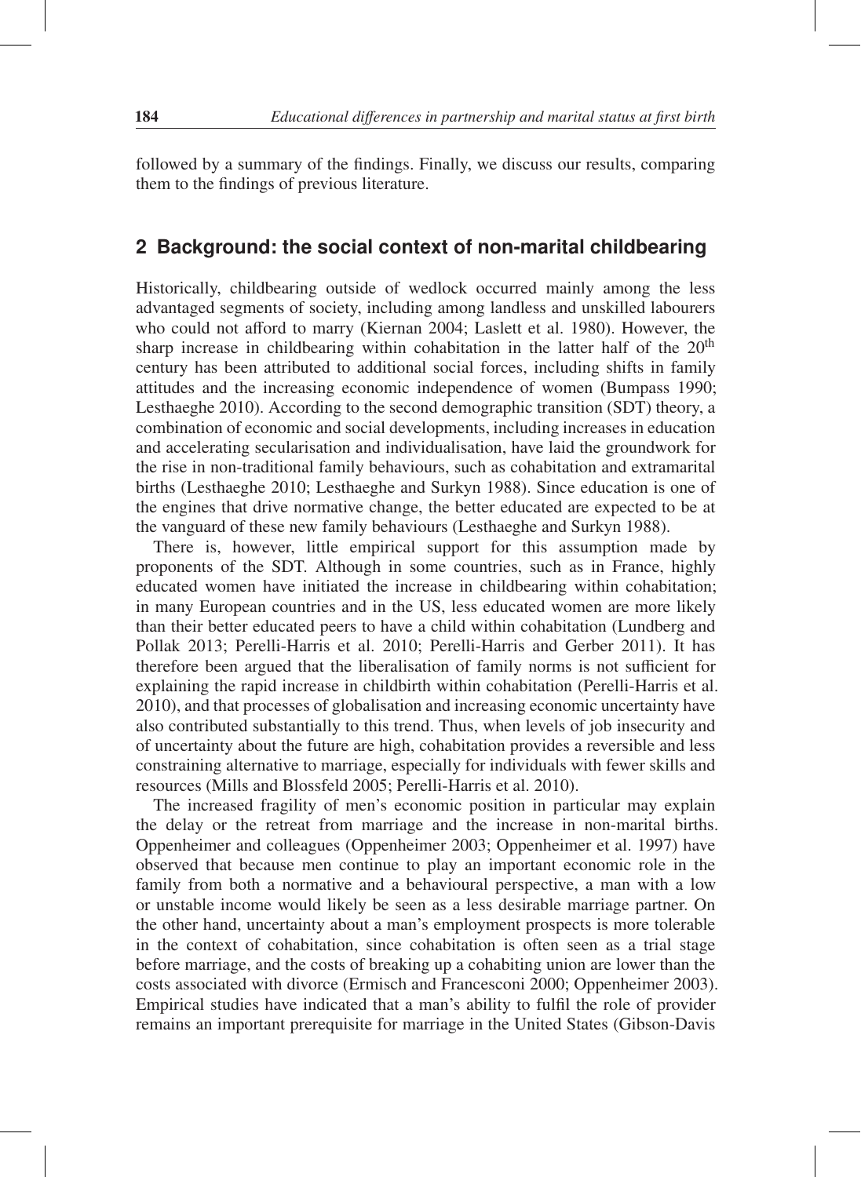followed by a summary of the findings. Finally, we discuss our results, comparing them to the findings of previous literature.

## 2 Background: the social context of non-marital childbearing

Historically, childbearing outside of wedlock occurred mainly among the less advantaged segments of society, including among landless and unskilled labourers who could not afford to marry (Kiernan 2004; Laslett et al. 1980). However, the sharp increase in childbearing within cohabitation in the latter half of the 20th century has been attributed to additional social forces, including shifts in family attitudes and the increasing economic independence of women (Bumpass 1990; Lesthaeghe 2010). According to the second demographic transition (SDT) theory, a combination of economic and social developments, including increases in education and accelerating secularisation and individualisation, have laid the groundwork for the rise in non-traditional family behaviours, such as cohabitation and extramarital births (Lesthaeghe 2010; Lesthaeghe and Surkyn 1988). Since education is one of the engines that drive normative change, the better educated are expected to be at the vanguard of these new family behaviours (Lesthaeghe and Surkyn 1988).

There is, however, little empirical support for this assumption made by proponents of the SDT. Although in some countries, such as in France, highly educated women have initiated the increase in childbearing within cohabitation; in many European countries and in the US, less educated women are more likely than their better educated peers to have a child within cohabitation (Lundberg and Pollak 2013; Perelli-Harris et al. 2010; Perelli-Harris and Gerber 2011). It has therefore been argued that the liberalisation of family norms is not sufficient for explaining the rapid increase in childbirth within cohabitation (Perelli-Harris et al. 2010), and that processes of globalisation and increasing economic uncertainty have also contributed substantially to this trend. Thus, when levels of job insecurity and of uncertainty about the future are high, cohabitation provides a reversible and less constraining alternative to marriage, especially for individuals with fewer skills and resources (Mills and Blossfeld 2005; Perelli-Harris et al. 2010).

The increased fragility of men's economic position in particular may explain the delay or the retreat from marriage and the increase in non-marital births. Oppenheimer and colleagues (Oppenheimer 2003; Oppenheimer et al. 1997) have observed that because men continue to play an important economic role in the family from both a normative and a behavioural perspective, a man with a low or unstable income would likely be seen as a less desirable marriage partner. On the other hand, uncertainty about a man's employment prospects is more tolerable in the context of cohabitation, since cohabitation is often seen as a trial stage before marriage, and the costs of breaking up a cohabiting union are lower than the costs associated with divorce (Ermisch and Francesconi 2000; Oppenheimer 2003). Empirical studies have indicated that a man's ability to fulfil the role of provider remains an important prerequisite for marriage in the United States (Gibson-Davis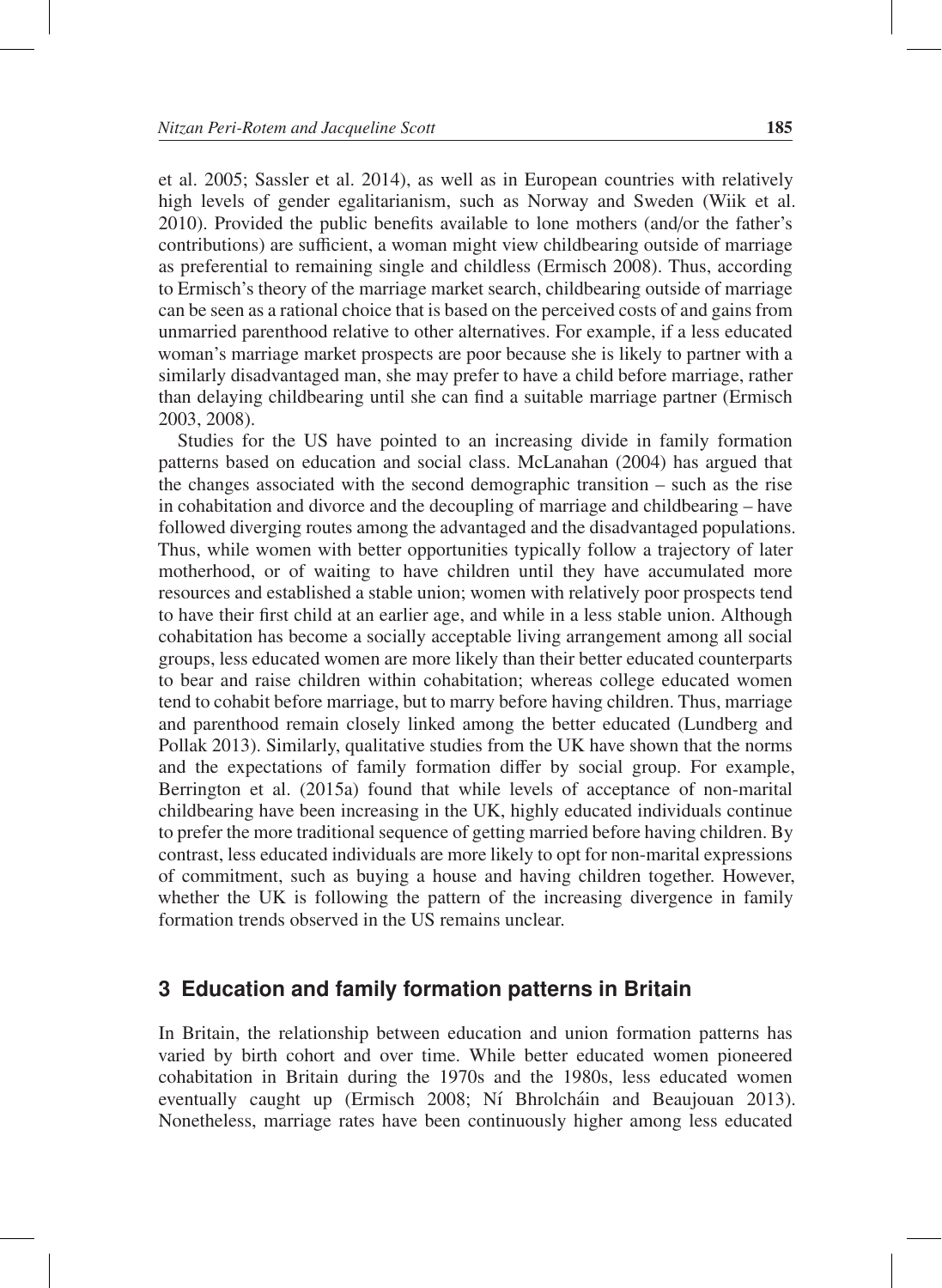et al. 2005; Sassler et al. 2014), as well as in European countries with relatively high levels of gender egalitarianism, such as Norway and Sweden (Wiik et al. 2010). Provided the public benefits available to lone mothers (and/or the father's contributions) are sufficient, a woman might view childbearing outside of marriage as preferential to remaining single and childless (Ermisch 2008). Thus, according to Ermisch's theory of the marriage market search, childbearing outside of marriage can be seen as a rational choice that is based on the perceived costs of and gains from unmarried parenthood relative to other alternatives. For example, if a less educated woman's marriage market prospects are poor because she is likely to partner with a similarly disadvantaged man, she may prefer to have a child before marriage, rather than delaying childbearing until she can find a suitable marriage partner (Ermisch 2003, 2008).

Studies for the US have pointed to an increasing divide in family formation patterns based on education and social class. McLanahan (2004) has argued that the changes associated with the second demographic transition – such as the rise in cohabitation and divorce and the decoupling of marriage and childbearing – have followed diverging routes among the advantaged and the disadvantaged populations. Thus, while women with better opportunities typically follow a trajectory of later motherhood, or of waiting to have children until they have accumulated more resources and established a stable union; women with relatively poor prospects tend to have their first child at an earlier age, and while in a less stable union. Although cohabitation has become a socially acceptable living arrangement among all social groups, less educated women are more likely than their better educated counterparts to bear and raise children within cohabitation; whereas college educated women tend to cohabit before marriage, but to marry before having children. Thus, marriage and parenthood remain closely linked among the better educated (Lundberg and Pollak 2013). Similarly, qualitative studies from the UK have shown that the norms and the expectations of family formation differ by social group. For example, Berrington et al. (2015a) found that while levels of acceptance of non-marital childbearing have been increasing in the UK, highly educated individuals continue to prefer the more traditional sequence of getting married before having children. By contrast, less educated individuals are more likely to opt for non-marital expressions of commitment, such as buying a house and having children together. However, whether the UK is following the pattern of the increasing divergence in family formation trends observed in the US remains unclear.

## 3 Education and family formation patterns in Britain

In Britain, the relationship between education and union formation patterns has varied by birth cohort and over time. While better educated women pioneered cohabitation in Britain during the 1970s and the 1980s, less educated women eventually caught up (Ermisch 2008; Ní Bhrolcháin and Beaujouan 2013). Nonetheless, marriage rates have been continuously higher among less educated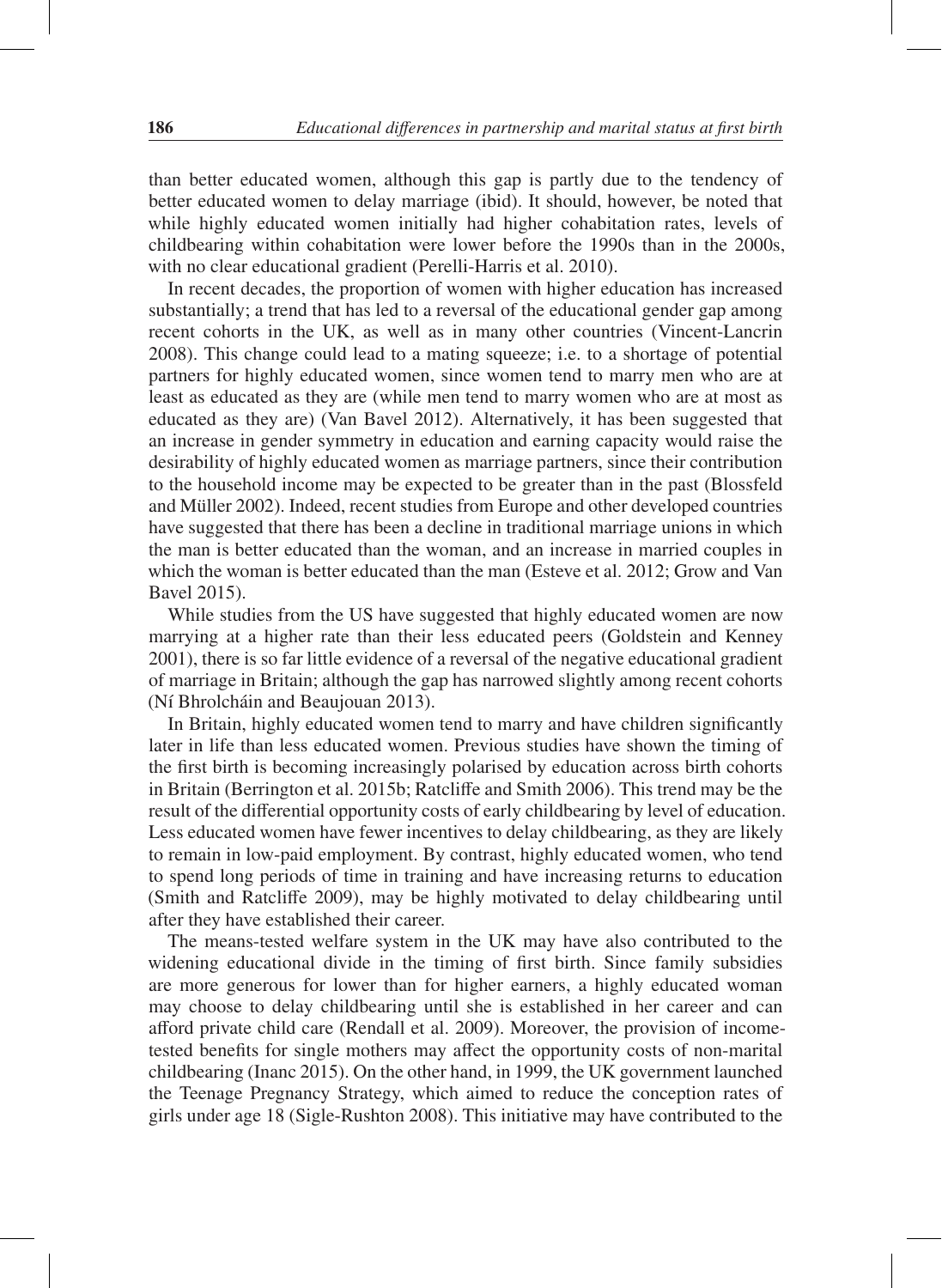than better educated women, although this gap is partly due to the tendency of better educated women to delay marriage (ibid). It should, however, be noted that while highly educated women initially had higher cohabitation rates, levels of childbearing within cohabitation were lower before the 1990s than in the 2000s, with no clear educational gradient (Perelli-Harris et al. 2010).

In recent decades, the proportion of women with higher education has increased substantially; a trend that has led to a reversal of the educational gender gap among recent cohorts in the UK, as well as in many other countries (Vincent-Lancrin 2008). This change could lead to a mating squeeze; i.e. to a shortage of potential partners for highly educated women, since women tend to marry men who are at least as educated as they are (while men tend to marry women who are at most as educated as they are) (Van Bavel 2012). Alternatively, it has been suggested that an increase in gender symmetry in education and earning capacity would raise the desirability of highly educated women as marriage partners, since their contribution to the household income may be expected to be greater than in the past (Blossfeld and Müller 2002). Indeed, recent studies from Europe and other developed countries have suggested that there has been a decline in traditional marriage unions in which the man is better educated than the woman, and an increase in married couples in which the woman is better educated than the man (Esteve et al. 2012; Grow and Van Bavel 2015).

While studies from the US have suggested that highly educated women are now marrying at a higher rate than their less educated peers (Goldstein and Kenney 2001), there is so far little evidence of a reversal of the negative educational gradient of marriage in Britain; although the gap has narrowed slightly among recent cohorts (Ní Bhrolcháin and Beaujouan 2013).

In Britain, highly educated women tend to marry and have children significantly later in life than less educated women. Previous studies have shown the timing of the first birth is becoming increasingly polarised by education across birth cohorts in Britain (Berrington et al. 2015b; Ratcliffe and Smith 2006). This trend may be the result of the differential opportunity costs of early childbearing by level of education. Less educated women have fewer incentives to delay childbearing, as they are likely to remain in low-paid employment. By contrast, highly educated women, who tend to spend long periods of time in training and have increasing returns to education (Smith and Ratcliffe 2009), may be highly motivated to delay childbearing until after they have established their career.

The means-tested welfare system in the UK may have also contributed to the widening educational divide in the timing of first birth. Since family subsidies are more generous for lower than for higher earners, a highly educated woman may choose to delay childbearing until she is established in her career and can afford private child care (Rendall et al. 2009). Moreover, the provision of income-tested benefits for single mothers may affect the opportunity costs of non-marital childbearing (Inanc 2015). On the other hand, in 1999, the UK government launched the Teenage Pregnancy Strategy, which aimed to reduce the conception rates of girls under age 18 (Sigle-Rushton 2008). This initiative may have contributed to the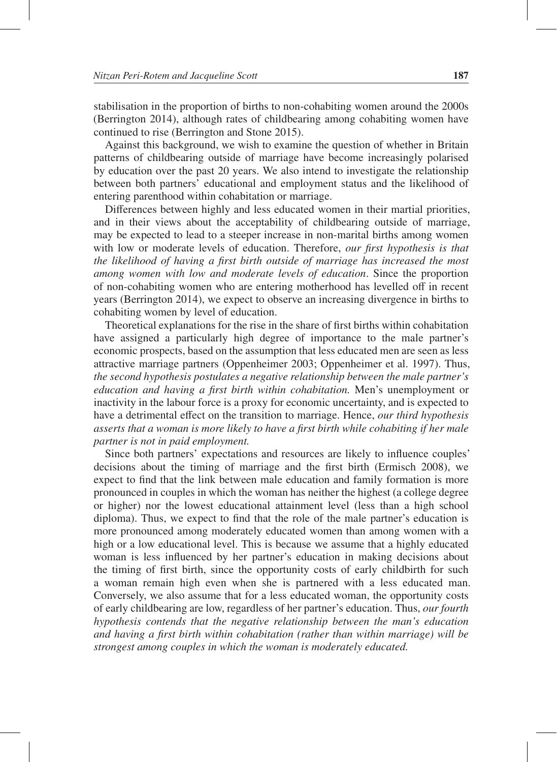stabilisation in the proportion of births to non-cohabiting women around the 2000s (Berrington 2014), although rates of childbearing among cohabiting women have continued to rise (Berrington and Stone 2015).

Against this background, we wish to examine the question of whether in Britain patterns of childbearing outside of marriage have become increasingly polarised by education over the past 20 years. We also intend to investigate the relationship between both partners' educational and employment status and the likelihood of entering parenthood within cohabitation or marriage.

Differences between highly and less educated women in their martial priorities, and in their views about the acceptability of childbearing outside of marriage, may be expected to lead to a steeper increase in non-marital births among women with low or moderate levels of education. Therefore, *our first hypothesis is that the likelihood of having a first birth outside of marriage has increased the most among women with low and moderate levels of education*. Since the proportion of non-cohabiting women who are entering motherhood has levelled off in recent years (Berrington 2014), we expect to observe an increasing divergence in births to cohabiting women by level of education.

Theoretical explanations for the rise in the share of first births within cohabitation have assigned a particularly high degree of importance to the male partner's economic prospects, based on the assumption that less educated men are seen as less attractive marriage partners (Oppenheimer 2003; Oppenheimer et al. 1997). Thus, *the second hypothesis postulates a negative relationship between the male partner's education and having a first birth within cohabitation.* Men's unemployment or inactivity in the labour force is a proxy for economic uncertainty, and is expected to have a detrimental effect on the transition to marriage. Hence, *our third hypothesis asserts that a woman is more likely to have a first birth while cohabiting if her male partner is not in paid employment.*

Since both partners' expectations and resources are likely to influence couples' decisions about the timing of marriage and the first birth (Ermisch 2008), we expect to find that the link between male education and family formation is more pronounced in couples in which the woman has neither the highest (a college degree or higher) nor the lowest educational attainment level (less than a high school diploma). Thus, we expect to find that the role of the male partner's education is more pronounced among moderately educated women than among women with a high or a low educational level. This is because we assume that a highly educated woman is less influenced by her partner's education in making decisions about the timing of first birth, since the opportunity costs of early childbirth for such a woman remain high even when she is partnered with a less educated man. Conversely, we also assume that for a less educated woman, the opportunity costs of early childbearing are low, regardless of her partner's education. Thus, *our fourth hypothesis contends that the negative relationship between the man's education and having a first birth within cohabitation (rather than within marriage) will be strongest among couples in which the woman is moderately educated.*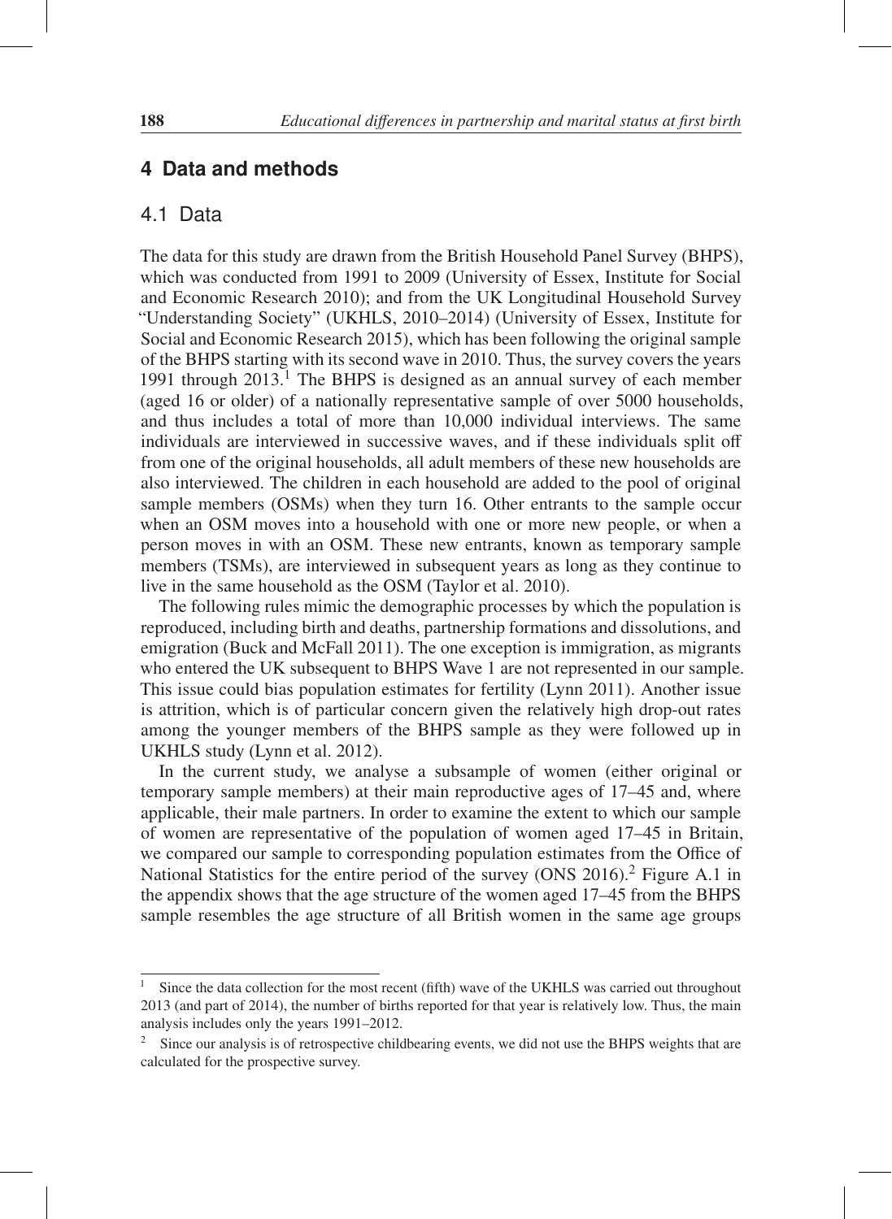## 4 Data and methods

### 4.1 Data

The data for this study are drawn from the British Household Panel Survey (BHPS), which was conducted from 1991 to 2009 (University of Essex, Institute for Social and Economic Research 2010); and from the UK Longitudinal Household Survey "Understanding Society" (UKHLS, 2010–2014) (University of Essex, Institute for Social and Economic Research 2015), which has been following the original sample of the BHPS starting with its second wave in 2010. Thus, the survey covers the years 1991 through 2013.[1] The BHPS is designed as an annual survey of each member (aged 16 or older) of a nationally representative sample of over 5000 households, and thus includes a total of more than 10,000 individual interviews. The same individuals are interviewed in successive waves, and if these individuals split off from one of the original households, all adult members of these new households are also interviewed. The children in each household are added to the pool of original sample members (OSMs) when they turn 16. Other entrants to the sample occur when an OSM moves into a household with one or more new people, or when a person moves in with an OSM. These new entrants, known as temporary sample members (TSMs), are interviewed in subsequent years as long as they continue to live in the same household as the OSM (Taylor et al. 2010).

The following rules mimic the demographic processes by which the population is reproduced, including birth and deaths, partnership formations and dissolutions, and emigration (Buck and McFall 2011). The one exception is immigration, as migrants who entered the UK subsequent to BHPS Wave 1 are not represented in our sample. This issue could bias population estimates for fertility (Lynn 2011). Another issue is attrition, which is of particular concern given the relatively high drop-out rates among the younger members of the BHPS sample as they were followed up in UKHLS study (Lynn et al. 2012).

In the current study, we analyse a subsample of women (either original or temporary sample members) at their main reproductive ages of 17–45 and, where applicable, their male partners. In order to examine the extent to which our sample of women are representative of the population of women aged 17–45 in Britain, we compared our sample to corresponding population estimates from the Office of National Statistics for the entire period of the survey (ONS 2016).[2] Figure A.1 in the appendix shows that the age structure of the women aged 17–45 from the BHPS sample resembles the age structure of all British women in the same age groups

---

[1] Since the data collection for the most recent (fifth) wave of the UKHLS was carried out throughout 2013 (and part of 2014), the number of births reported for that year is relatively low. Thus, the main analysis includes only the years 1991–2012.

[2] Since our analysis is of retrospective childbearing events, we did not use the BHPS weights that are calculated for the prospective survey.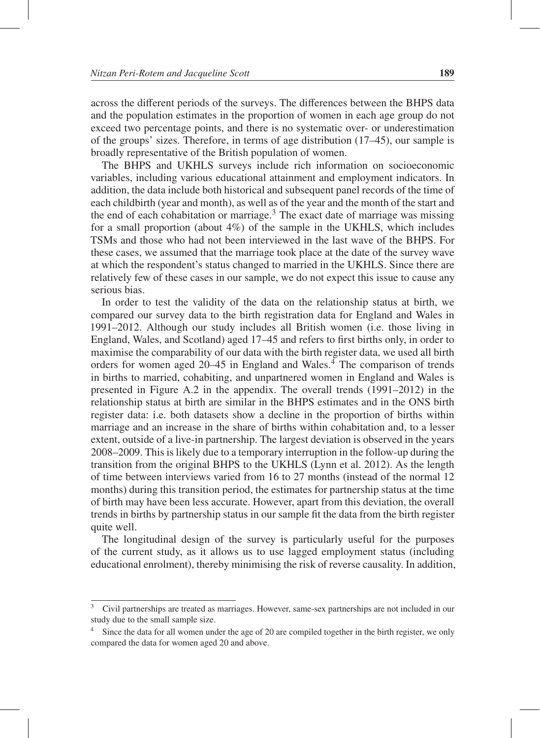across the different periods of the surveys. The differences between the BHPS data and the population estimates in the proportion of women in each age group do not exceed two percentage points, and there is no systematic over- or underestimation of the groups' sizes. Therefore, in terms of age distribution (17–45), our sample is broadly representative of the British population of women.

The BHPS and UKHLS surveys include rich information on socioeconomic variables, including various educational attainment and employment indicators. In addition, the data include both historical and subsequent panel records of the time of each childbirth (year and month), as well as of the year and the month of the start and the end of each cohabitation or marriage.[3] The exact date of marriage was missing for a small proportion (about 4%) of the sample in the UKHLS, which includes TSMs and those who had not been interviewed in the last wave of the BHPS. For these cases, we assumed that the marriage took place at the date of the survey wave at which the respondent's status changed to married in the UKHLS. Since there are relatively few of these cases in our sample, we do not expect this issue to cause any serious bias.

In order to test the validity of the data on the relationship status at birth, we compared our survey data to the birth registration data for England and Wales in 1991–2012. Although our study includes all British women (i.e. those living in England, Wales, and Scotland) aged 17–45 and refers to first births only, in order to maximise the comparability of our data with the birth register data, we used all birth orders for women aged 20–45 in England and Wales.[4] The comparison of trends in births to married, cohabiting, and unpartnered women in England and Wales is presented in Figure A.2 in the appendix. The overall trends (1991–2012) in the relationship status at birth are similar in the BHPS estimates and in the ONS birth register data: i.e. both datasets show a decline in the proportion of births within marriage and an increase in the share of births within cohabitation and, to a lesser extent, outside of a live-in partnership. The largest deviation is observed in the years 2008–2009. This is likely due to a temporary interruption in the follow-up during the transition from the original BHPS to the UKHLS (Lynn et al. 2012). As the length of time between interviews varied from 16 to 27 months (instead of the normal 12 months) during this transition period, the estimates for partnership status at the time of birth may have been less accurate. However, apart from this deviation, the overall trends in births by partnership status in our sample fit the data from the birth register quite well.

The longitudinal design of the survey is particularly useful for the purposes of the current study, as it allows us to use lagged employment status (including educational enrolment), thereby minimising the risk of reverse causality. In addition,

---

[3] Civil partnerships are treated as marriages. However, same-sex partnerships are not included in our study due to the small sample size.

[4] Since the data for all women under the age of 20 are compiled together in the birth register, we only compared the data for women aged 20 and above.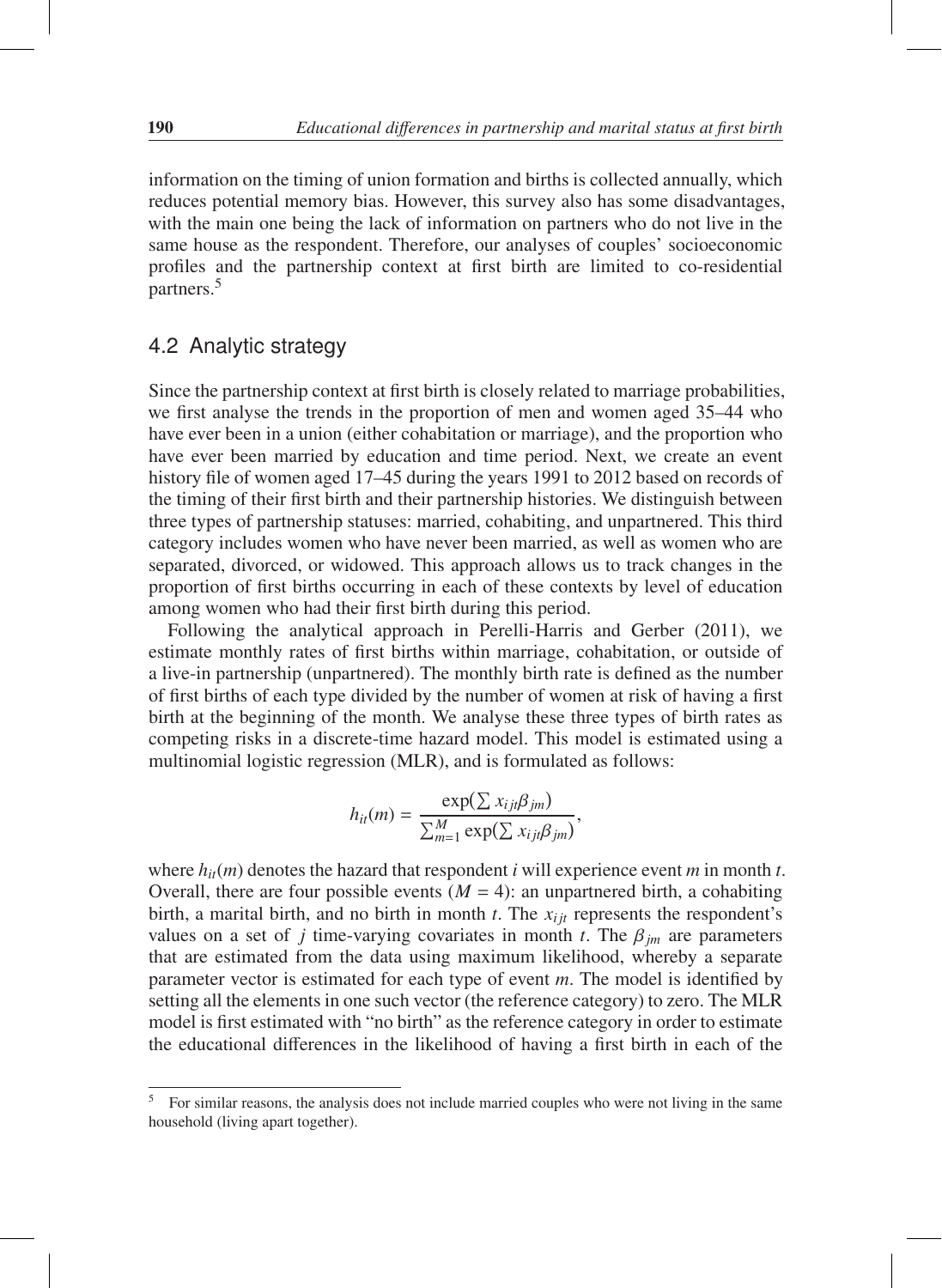information on the timing of union formation and births is collected annually, which reduces potential memory bias. However, this survey also has some disadvantages, with the main one being the lack of information on partners who do not live in the same house as the respondent. Therefore, our analyses of couples' socioeconomic profiles and the partnership context at first birth are limited to co-residential partners.[5]

## 4.2 Analytic strategy

Since the partnership context at first birth is closely related to marriage probabilities, we first analyse the trends in the proportion of men and women aged 35–44 who have ever been in a union (either cohabitation or marriage), and the proportion who have ever been married by education and time period. Next, we create an event history file of women aged 17–45 during the years 1991 to 2012 based on records of the timing of their first birth and their partnership histories. We distinguish between three types of partnership statuses: married, cohabiting, and unpartnered. This third category includes women who have never been married, as well as women who are separated, divorced, or widowed. This approach allows us to track changes in the proportion of first births occurring in each of these contexts by level of education among women who had their first birth during this period.

Following the analytical approach in Perelli-Harris and Gerber (2011), we estimate monthly rates of first births within marriage, cohabitation, or outside of a live-in partnership (unpartnered). The monthly birth rate is defined as the number of first births of each type divided by the number of women at risk of having a first birth at the beginning of the month. We analyse these three types of birth rates as competing risks in a discrete-time hazard model. This model is estimated using a multinomial logistic regression (MLR), and is formulated as follows:

$$h_{it}(m) = \frac{\exp(\sum x_{ijt}\beta_{jm})}{\sum_{m=1}^{M} \exp(\sum x_{ijt}\beta_{jm})},$$

where $h_{it}(m)$ denotes the hazard that respondent $i$ will experience event $m$ in month $t$. Overall, there are four possible events ($M = 4$): an unpartnered birth, a cohabiting birth, a marital birth, and no birth in month $t$. The $x_{ijt}$ represents the respondent's values on a set of $j$ time-varying covariates in month $t$. The $\beta_{jm}$ are parameters that are estimated from the data using maximum likelihood, whereby a separate parameter vector is estimated for each type of event $m$. The model is identified by setting all the elements in one such vector (the reference category) to zero. The MLR model is first estimated with "no birth" as the reference category in order to estimate the educational differences in the likelihood of having a first birth in each of the

[5] For similar reasons, the analysis does not include married couples who were not living in the same household (living apart together).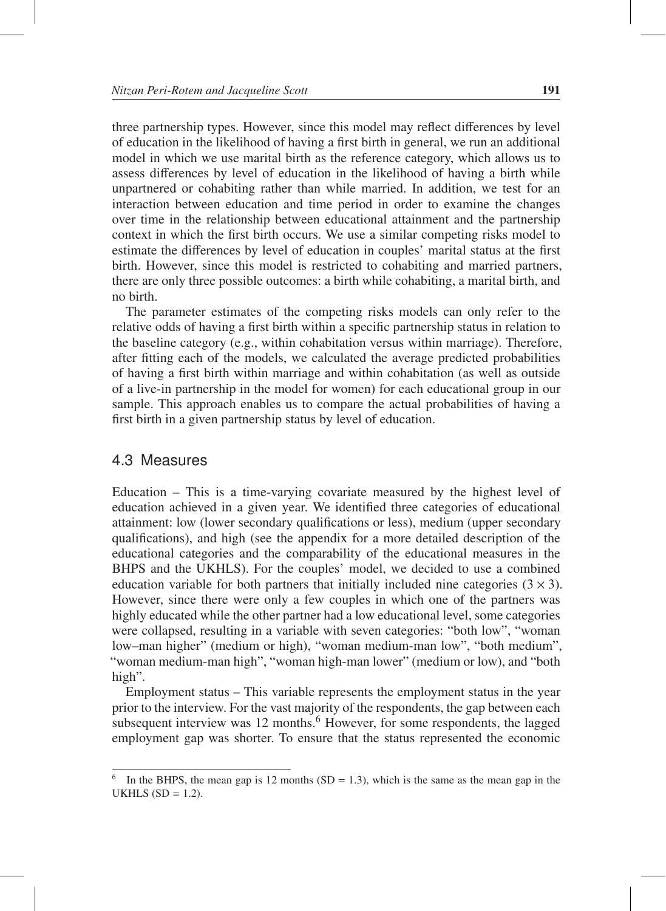three partnership types. However, since this model may reflect differences by level of education in the likelihood of having a first birth in general, we run an additional model in which we use marital birth as the reference category, which allows us to assess differences by level of education in the likelihood of having a birth while unpartnered or cohabiting rather than while married. In addition, we test for an interaction between education and time period in order to examine the changes over time in the relationship between educational attainment and the partnership context in which the first birth occurs. We use a similar competing risks model to estimate the differences by level of education in couples' marital status at the first birth. However, since this model is restricted to cohabiting and married partners, there are only three possible outcomes: a birth while cohabiting, a marital birth, and no birth.

The parameter estimates of the competing risks models can only refer to the relative odds of having a first birth within a specific partnership status in relation to the baseline category (e.g., within cohabitation versus within marriage). Therefore, after fitting each of the models, we calculated the average predicted probabilities of having a first birth within marriage and within cohabitation (as well as outside of a live-in partnership in the model for women) for each educational group in our sample. This approach enables us to compare the actual probabilities of having a first birth in a given partnership status by level of education.

## 4.3 Measures

Education – This is a time-varying covariate measured by the highest level of education achieved in a given year. We identified three categories of educational attainment: low (lower secondary qualifications or less), medium (upper secondary qualifications), and high (see the appendix for a more detailed description of the educational categories and the comparability of the educational measures in the BHPS and the UKHLS). For the couples' model, we decided to use a combined education variable for both partners that initially included nine categories ($3 \times 3$). However, since there were only a few couples in which one of the partners was highly educated while the other partner had a low educational level, some categories were collapsed, resulting in a variable with seven categories: "both low", "woman low–man higher" (medium or high), "woman medium-man low", "both medium", "woman medium-man high", "woman high-man lower" (medium or low), and "both high".

Employment status – This variable represents the employment status in the year prior to the interview. For the vast majority of the respondents, the gap between each subsequent interview was 12 months.[6] However, for some respondents, the lagged employment gap was shorter. To ensure that the status represented the economic

[6] In the BHPS, the mean gap is 12 months (SD = 1.3), which is the same as the mean gap in the UKHLS (SD = 1.2).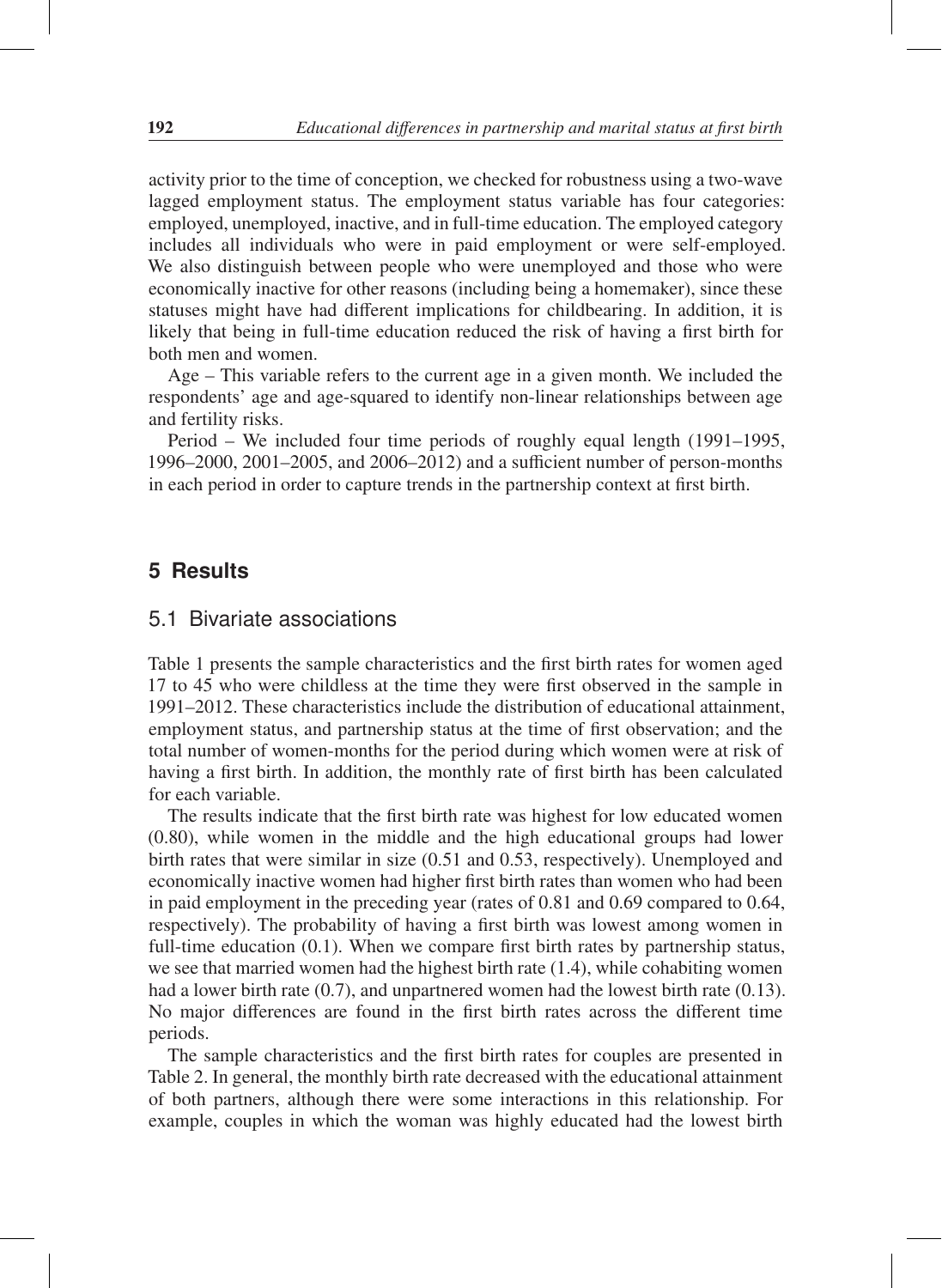activity prior to the time of conception, we checked for robustness using a two-wave lagged employment status. The employment status variable has four categories: employed, unemployed, inactive, and in full-time education. The employed category includes all individuals who were in paid employment or were self-employed. We also distinguish between people who were unemployed and those who were economically inactive for other reasons (including being a homemaker), since these statuses might have had different implications for childbearing. In addition, it is likely that being in full-time education reduced the risk of having a first birth for both men and women.

Age – This variable refers to the current age in a given month. We included the respondents' age and age-squared to identify non-linear relationships between age and fertility risks.

Period – We included four time periods of roughly equal length (1991–1995, 1996–2000, 2001–2005, and 2006–2012) and a sufficient number of person-months in each period in order to capture trends in the partnership context at first birth.

## 5 Results

### 5.1 Bivariate associations

Table 1 presents the sample characteristics and the first birth rates for women aged 17 to 45 who were childless at the time they were first observed in the sample in 1991–2012. These characteristics include the distribution of educational attainment, employment status, and partnership status at the time of first observation; and the total number of women-months for the period during which women were at risk of having a first birth. In addition, the monthly rate of first birth has been calculated for each variable.

The results indicate that the first birth rate was highest for low educated women (0.80), while women in the middle and the high educational groups had lower birth rates that were similar in size (0.51 and 0.53, respectively). Unemployed and economically inactive women had higher first birth rates than women who had been in paid employment in the preceding year (rates of 0.81 and 0.69 compared to 0.64, respectively). The probability of having a first birth was lowest among women in full-time education (0.1). When we compare first birth rates by partnership status, we see that married women had the highest birth rate (1.4), while cohabiting women had a lower birth rate (0.7), and unpartnered women had the lowest birth rate (0.13). No major differences are found in the first birth rates across the different time periods.

The sample characteristics and the first birth rates for couples are presented in Table 2. In general, the monthly birth rate decreased with the educational attainment of both partners, although there were some interactions in this relationship. For example, couples in which the woman was highly educated had the lowest birth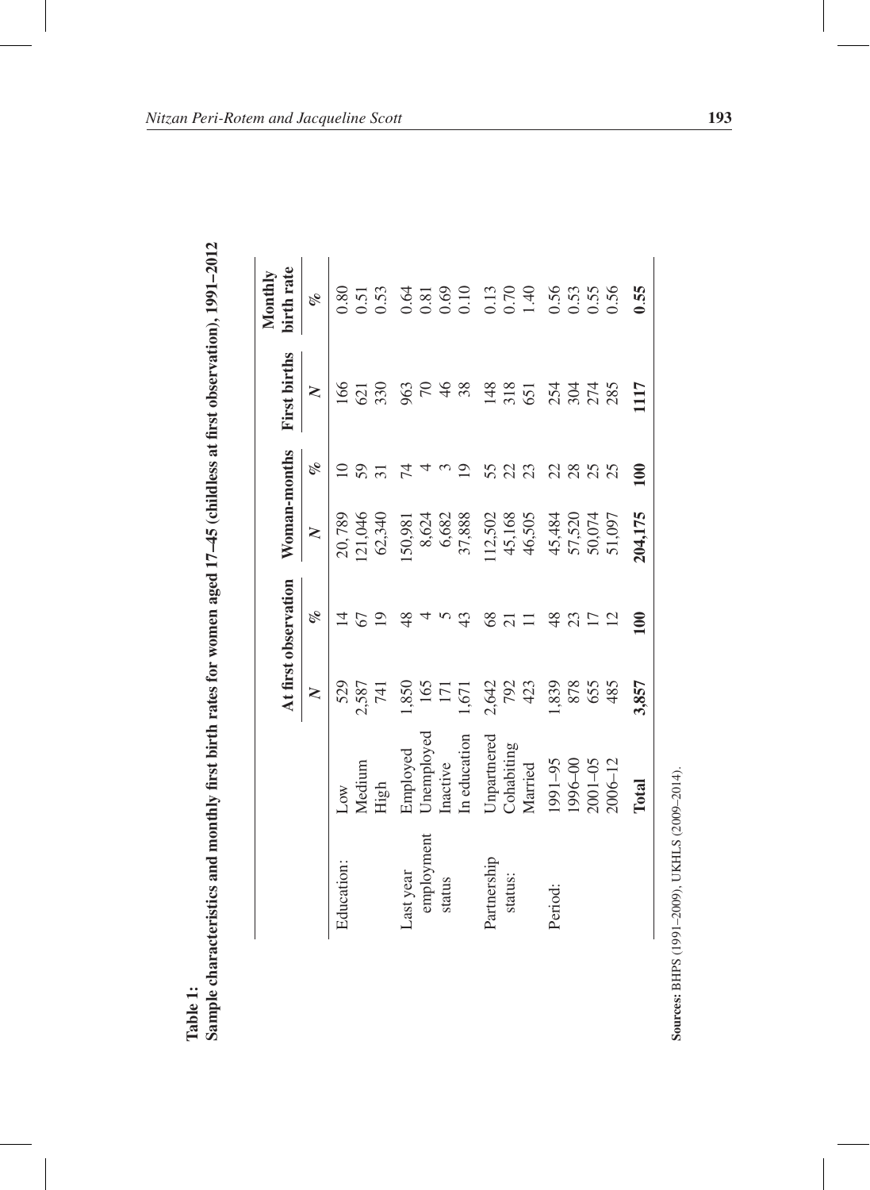**Table 1:**
**Sample characteristics and monthly first birth rates for women aged 17–45 (childless at first observation), 1991–2012**

| | | At first observation | | Woman-months | | First births | Monthly birth rate |
|---|---|---|---|---|---|---|---|
| | | *N* | % | *N* | % | *N* | % |
| Education: | Low | 529 | 14 | 20,789 | 10 | 166 | 0.80 |
| | Medium | 2,587 | 67 | 121,046 | 59 | 621 | 0.51 |
| | High | 741 | 19 | 62,340 | 31 | 330 | 0.53 |
| Last year employment status | Employed | 1,850 | 48 | 150,981 | 74 | 963 | 0.64 |
| | Unemployed | 165 | 4 | 8,624 | 4 | 70 | 0.81 |
| | Inactive | 171 | 5 | 6,682 | 3 | 46 | 0.69 |
| | In education | 1,671 | 43 | 37,888 | 19 | 38 | 0.10 |
| Partnership status: | Unpartnered | 2,642 | 68 | 112,502 | 55 | 148 | 0.13 |
| | Cohabiting | 792 | 21 | 45,168 | 22 | 318 | 0.70 |
| | Married | 423 | 11 | 46,505 | 23 | 651 | 1.40 |
| Period: | 1991–95 | 1,839 | 48 | 45,484 | 22 | 254 | 0.56 |
| | 1996–00 | 878 | 23 | 57,520 | 28 | 304 | 0.53 |
| | 2001–05 | 655 | 17 | 50,074 | 25 | 274 | 0.55 |
| | 2006–12 | 485 | 12 | 51,097 | 25 | 285 | 0.56 |
| | **Total** | **3,857** | **100** | **204,175** | **100** | **1117** | **0.55** |

**Sources:** BHPS (1991–2009), UKHLS (2009–2014).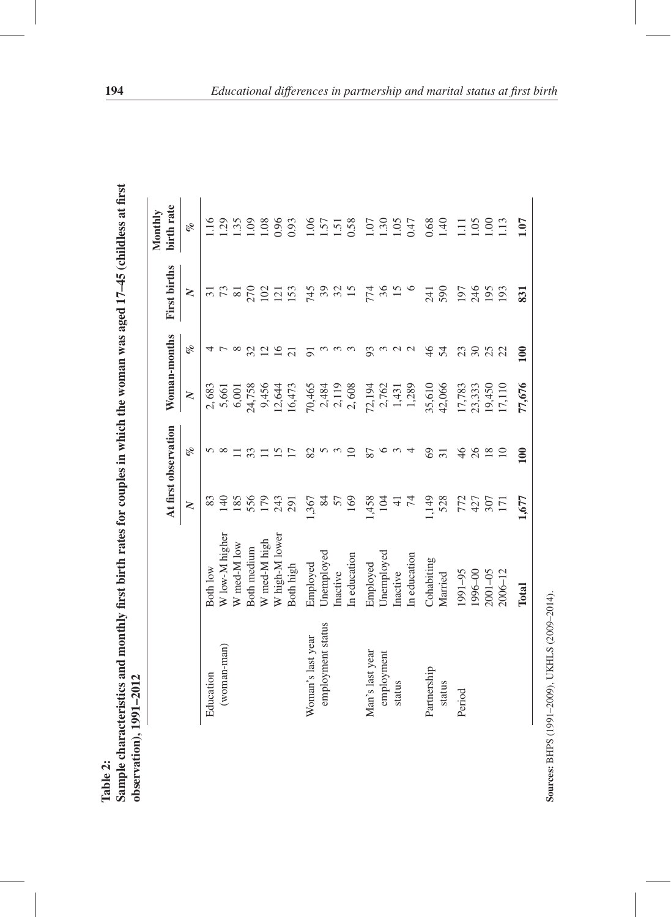**Table 2:**
**Sample characteristics and monthly first birth rates for couples in which the woman was aged 17–45 (childless at first observation), 1991–2012**

| | | At first observation | | Woman-months | | First births | Monthly birth rate |
|---|---|---|---|---|---|---|---|
| | | *N* | *%* | *N* | *%* | *N* | *%* |
| Education (woman-man) | Both low | 83 | 5 | 2,683 | 4 | 31 | 1.16 |
| | W low-M higher | 140 | 8 | 5,661 | 7 | 73 | 1.29 |
| | W med-M low | 185 | 11 | 6,001 | 8 | 81 | 1.35 |
| | Both medium | 556 | 33 | 24,758 | 32 | 270 | 1.09 |
| | W med-M high | 179 | 11 | 9,456 | 12 | 102 | 1.08 |
| | W high-M lower | 243 | 15 | 12,644 | 16 | 121 | 0.96 |
| | Both high | 291 | 17 | 16,473 | 21 | 153 | 0.93 |
| Woman's last year employment status | Employed | 1,367 | 82 | 70,465 | 91 | 745 | 1.06 |
| | Unemployed | 84 | 5 | 2,484 | 3 | 39 | 1.57 |
| | Inactive | 57 | 3 | 2,119 | 3 | 32 | 1.51 |
| | In education | 169 | 10 | 2,608 | 3 | 15 | 0.58 |
| Man's last year employment status | Employed | 1,458 | 87 | 72,194 | 93 | 774 | 1.07 |
| | Unemployed | 104 | 6 | 2,762 | 3 | 36 | 1.30 |
| | Inactive | 41 | 3 | 1,431 | 2 | 15 | 1.05 |
| | In education | 74 | 4 | 1,289 | 2 | 6 | 0.47 |
| Partnership status | Cohabiting | 1,149 | 69 | 35,610 | 46 | 241 | 0.68 |
| | Married | 528 | 31 | 42,066 | 54 | 590 | 1.40 |
| Period | 1991–95 | 772 | 46 | 17,783 | 23 | 197 | 1.11 |
| | 1996–00 | 427 | 26 | 23,333 | 30 | 246 | 1.05 |
| | 2001–05 | 307 | 18 | 19,450 | 25 | 195 | 1.00 |
| | 2006–12 | 171 | 10 | 17,110 | 22 | 193 | 1.13 |
| | **Total** | **1,677** | **100** | **77,676** | **100** | **831** | **1.07** |

**Sources:** BHPS (1991–2009), UKHLS (2009–2014).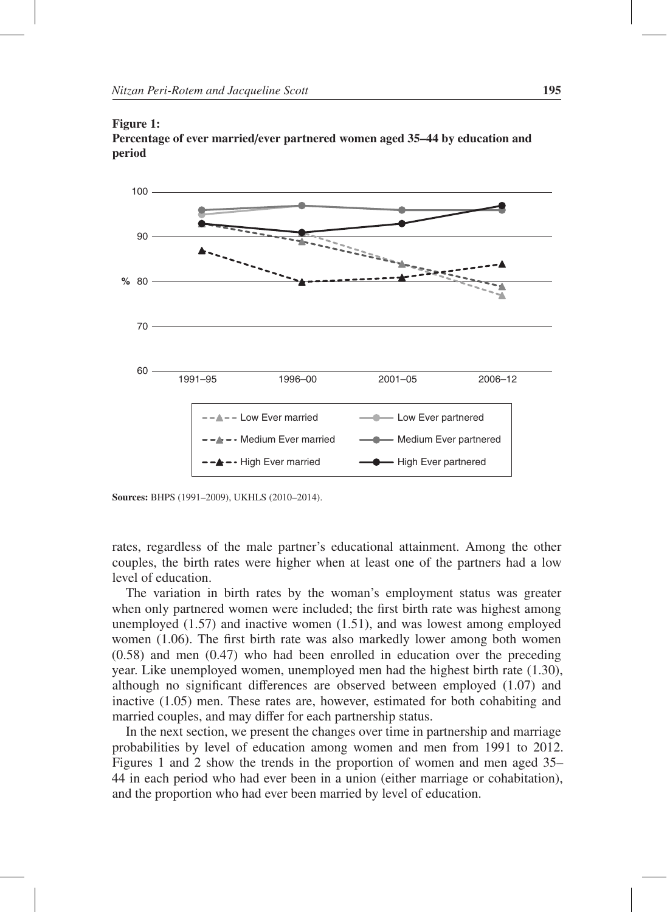**Figure 1:**
**Percentage of ever married/ever partnered women aged 35–44 by education and period**

**Sources:** BHPS (1991–2009), UKHLS (2010–2014).

rates, regardless of the male partner's educational attainment. Among the other couples, the birth rates were higher when at least one of the partners had a low level of education.

The variation in birth rates by the woman's employment status was greater when only partnered women were included; the first birth rate was highest among unemployed (1.57) and inactive women (1.51), and was lowest among employed women (1.06). The first birth rate was also markedly lower among both women (0.58) and men (0.47) who had been enrolled in education over the preceding year. Like unemployed women, unemployed men had the highest birth rate (1.30), although no significant differences are observed between employed (1.07) and inactive (1.05) men. These rates are, however, estimated for both cohabiting and married couples, and may differ for each partnership status.

In the next section, we present the changes over time in partnership and marriage probabilities by level of education among women and men from 1991 to 2012. Figures 1 and 2 show the trends in the proportion of women and men aged 35–44 in each period who had ever been in a union (either marriage or cohabitation), and the proportion who had ever been married by level of education.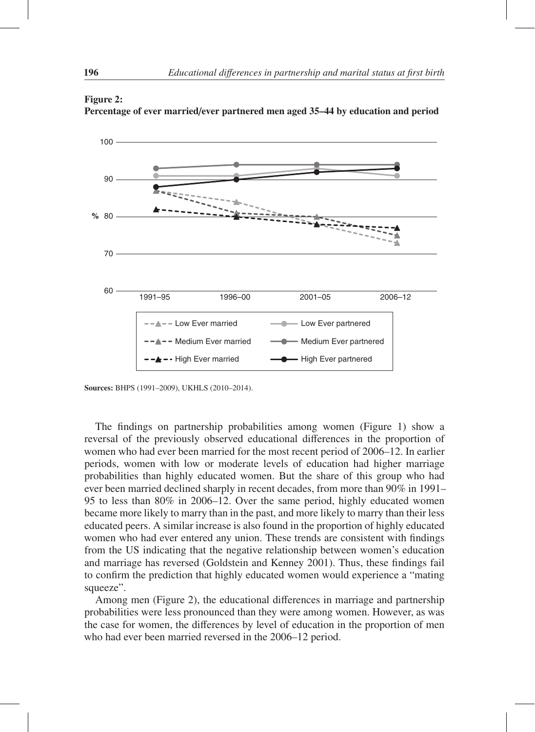**Figure 2:**
**Percentage of ever married/ever partnered men aged 35–44 by education and period**

**Sources:** BHPS (1991–2009), UKHLS (2010–2014).

The findings on partnership probabilities among women (Figure 1) show a reversal of the previously observed educational differences in the proportion of women who had ever been married for the most recent period of 2006–12. In earlier periods, women with low or moderate levels of education had higher marriage probabilities than highly educated women. But the share of this group who had ever been married declined sharply in recent decades, from more than 90% in 1991–95 to less than 80% in 2006–12. Over the same period, highly educated women became more likely to marry than in the past, and more likely to marry than their less educated peers. A similar increase is also found in the proportion of highly educated women who had ever entered any union. These trends are consistent with findings from the US indicating that the negative relationship between women's education and marriage has reversed (Goldstein and Kenney 2001). Thus, these findings fail to confirm the prediction that highly educated women would experience a "mating squeeze".

Among men (Figure 2), the educational differences in marriage and partnership probabilities were less pronounced than they were among women. However, as was the case for women, the differences by level of education in the proportion of men who had ever been married reversed in the 2006–12 period.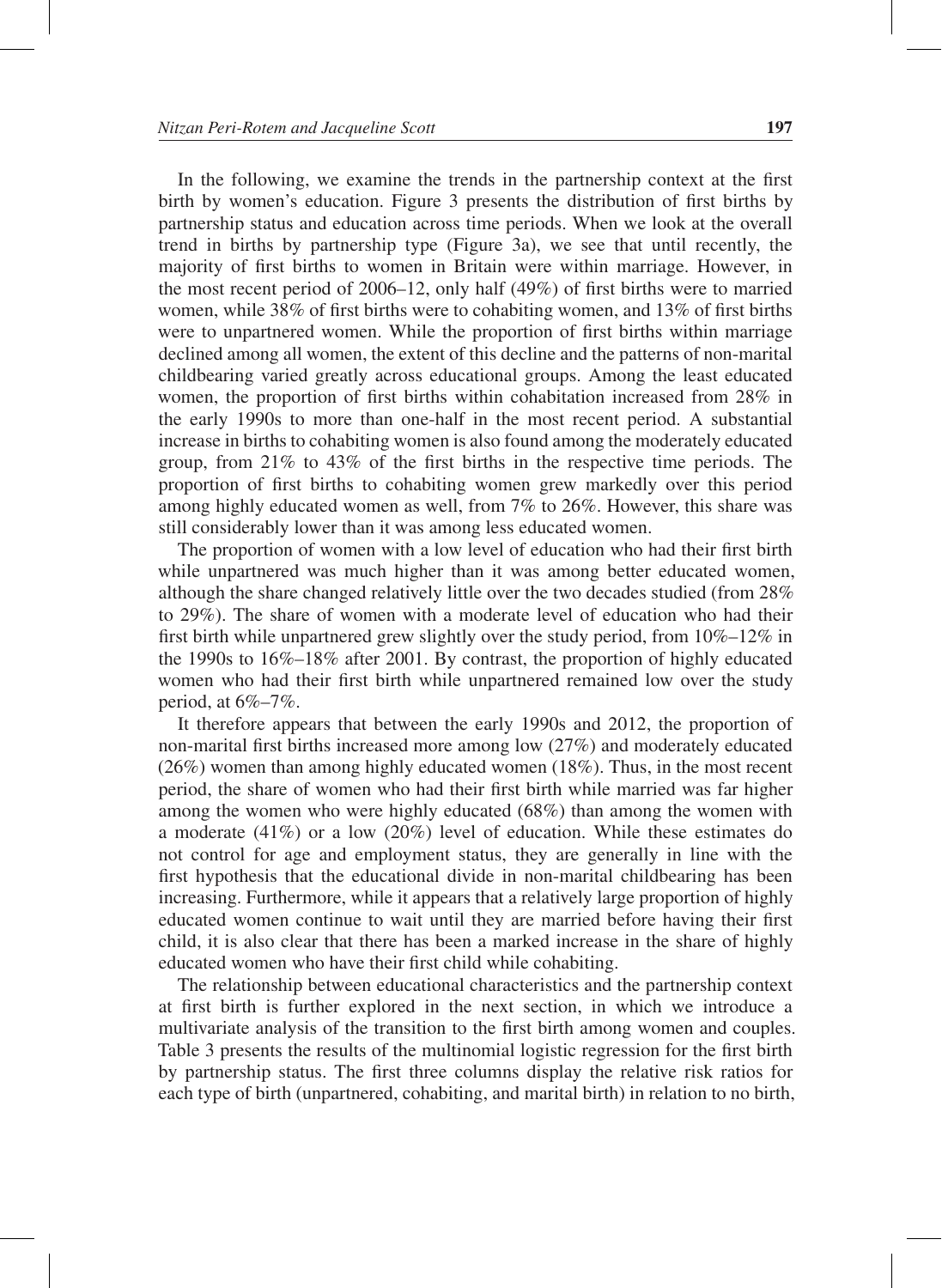In the following, we examine the trends in the partnership context at the first birth by women's education. Figure 3 presents the distribution of first births by partnership status and education across time periods. When we look at the overall trend in births by partnership type (Figure 3a), we see that until recently, the majority of first births to women in Britain were within marriage. However, in the most recent period of 2006–12, only half (49%) of first births were to married women, while 38% of first births were to cohabiting women, and 13% of first births were to unpartnered women. While the proportion of first births within marriage declined among all women, the extent of this decline and the patterns of non-marital childbearing varied greatly across educational groups. Among the least educated women, the proportion of first births within cohabitation increased from 28% in the early 1990s to more than one-half in the most recent period. A substantial increase in births to cohabiting women is also found among the moderately educated group, from 21% to 43% of the first births in the respective time periods. The proportion of first births to cohabiting women grew markedly over this period among highly educated women as well, from 7% to 26%. However, this share was still considerably lower than it was among less educated women.

The proportion of women with a low level of education who had their first birth while unpartnered was much higher than it was among better educated women, although the share changed relatively little over the two decades studied (from 28% to 29%). The share of women with a moderate level of education who had their first birth while unpartnered grew slightly over the study period, from 10%–12% in the 1990s to 16%–18% after 2001. By contrast, the proportion of highly educated women who had their first birth while unpartnered remained low over the study period, at 6%–7%.

It therefore appears that between the early 1990s and 2012, the proportion of non-marital first births increased more among low (27%) and moderately educated (26%) women than among highly educated women (18%). Thus, in the most recent period, the share of women who had their first birth while married was far higher among the women who were highly educated (68%) than among the women with a moderate (41%) or a low (20%) level of education. While these estimates do not control for age and employment status, they are generally in line with the first hypothesis that the educational divide in non-marital childbearing has been increasing. Furthermore, while it appears that a relatively large proportion of highly educated women continue to wait until they are married before having their first child, it is also clear that there has been a marked increase in the share of highly educated women who have their first child while cohabiting.

The relationship between educational characteristics and the partnership context at first birth is further explored in the next section, in which we introduce a multivariate analysis of the transition to the first birth among women and couples. Table 3 presents the results of the multinomial logistic regression for the first birth by partnership status. The first three columns display the relative risk ratios for each type of birth (unpartnered, cohabiting, and marital birth) in relation to no birth,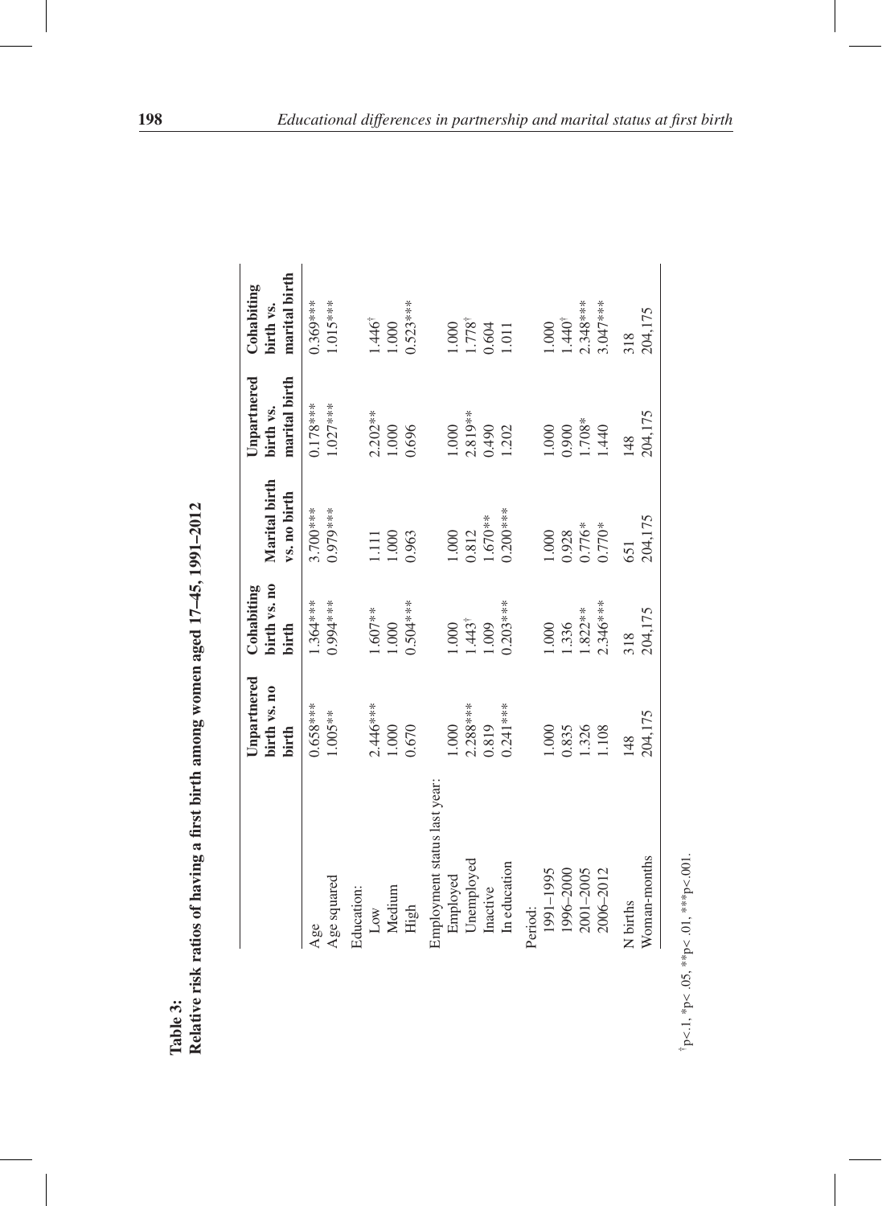**Table 3:**
**Relative risk ratios of having a first birth among women aged 17–45, 1991–2012**

| | Unpartnered birth vs. no birth | Cohabiting birth vs. no birth | Marital birth vs. no birth | Unpartnered birth vs. marital birth | Cohabiting birth vs. marital birth |
|---|---|---|---|---|---|
| Age | 0.658*** | 1.364*** | 3.700*** | 0.178*** | 0.369*** |
| Age squared | 1.005** | 0.994*** | 0.979*** | 1.027*** | 1.015*** |
| Education: | | | | | |
| Low | 2.446*** | 1.607** | 1.111 | 2.202** | 1.446† |
| Medium | 1.000 | 1.000 | 1.000 | 1.000 | 1.000 |
| High | 0.670 | 0.504*** | 0.963 | 0.696 | 0.523*** |
| Employment status last year: | | | | | |
| Employed | 1.000 | 1.000 | 1.000 | 1.000 | 1.000 |
| Unemployed | 2.288*** | 1.443† | 0.812 | 2.819** | 1.778† |
| Inactive | 0.819 | 1.009 | 1.670** | 0.490 | 0.604 |
| In education | 0.241*** | 0.203*** | 0.200*** | 1.202 | 1.011 |
| Period: | | | | | |
| 1991–1995 | 1.000 | 1.000 | 1.000 | 1.000 | 1.000 |
| 1996–2000 | 0.835 | 1.336 | 0.928 | 0.900 | 1.440† |
| 2001–2005 | 1.326 | 1.822** | 0.776* | 1.708* | 2.348*** |
| 2006–2012 | 1.108 | 2.346*** | 0.770* | 1.440 | 3.047*** |
| N births | 148 | 318 | 651 | 148 | 318 |
| Woman-months | 204,175 | 204,175 | 204,175 | 204,175 | 204,175 |

†p<.1, *p< .05, **p< .01, ***p<.001.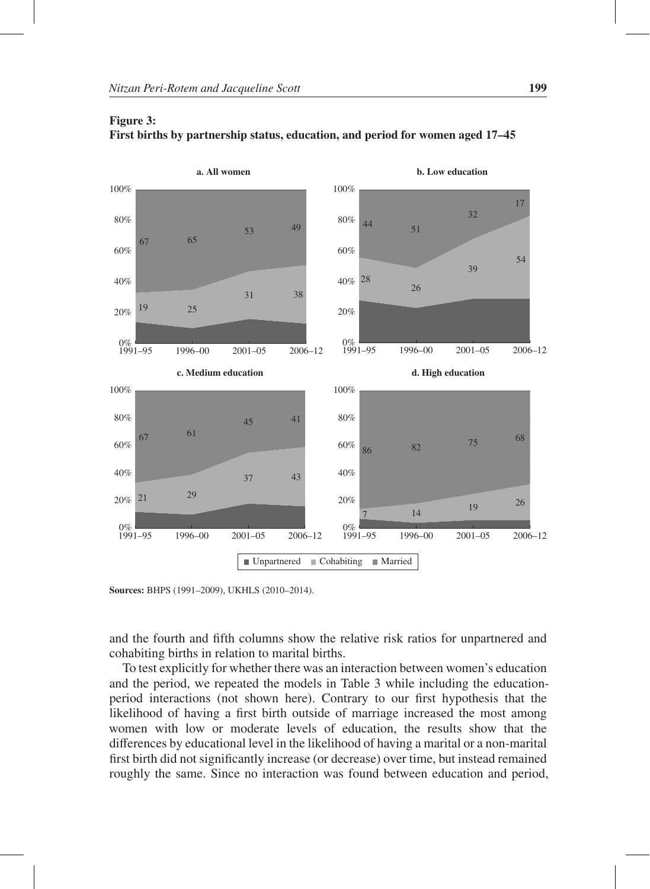**Figure 3:**
**First births by partnership status, education, and period for women aged 17–45**

**Sources:** BHPS (1991–2009), UKHLS (2010–2014).

and the fourth and fifth columns show the relative risk ratios for unpartnered and cohabiting births in relation to marital births.

To test explicitly for whether there was an interaction between women's education and the period, we repeated the models in Table 3 while including the education-period interactions (not shown here). Contrary to our first hypothesis that the likelihood of having a first birth outside of marriage increased the most among women with low or moderate levels of education, the results show that the differences by educational level in the likelihood of having a marital or a non-marital first birth did not significantly increase (or decrease) over time, but instead remained roughly the same. Since no interaction was found between education and period,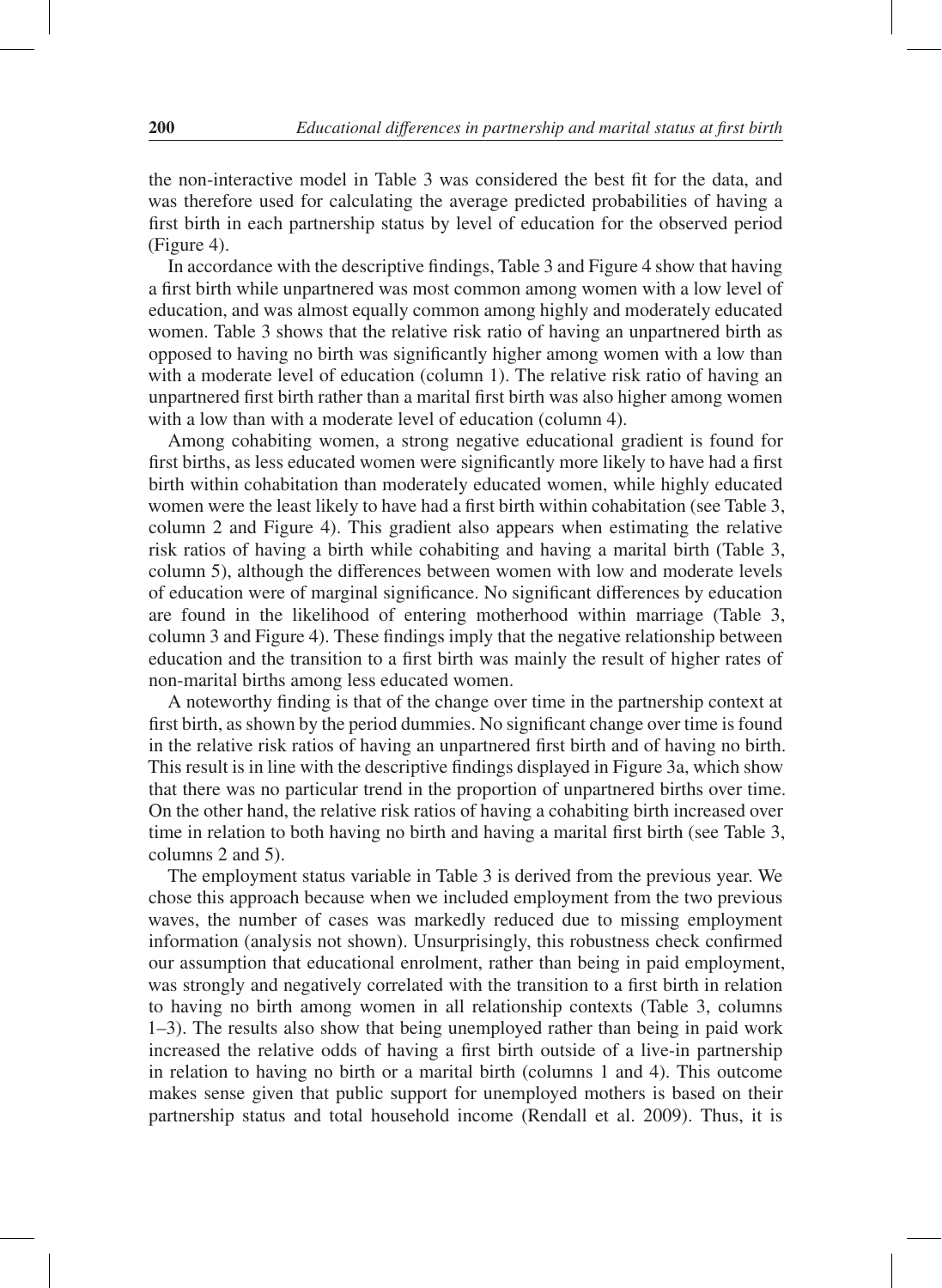the non-interactive model in Table 3 was considered the best fit for the data, and was therefore used for calculating the average predicted probabilities of having a first birth in each partnership status by level of education for the observed period (Figure 4).

In accordance with the descriptive findings, Table 3 and Figure 4 show that having a first birth while unpartnered was most common among women with a low level of education, and was almost equally common among highly and moderately educated women. Table 3 shows that the relative risk ratio of having an unpartnered birth as opposed to having no birth was significantly higher among women with a low than with a moderate level of education (column 1). The relative risk ratio of having an unpartnered first birth rather than a marital first birth was also higher among women with a low than with a moderate level of education (column 4).

Among cohabiting women, a strong negative educational gradient is found for first births, as less educated women were significantly more likely to have had a first birth within cohabitation than moderately educated women, while highly educated women were the least likely to have had a first birth within cohabitation (see Table 3, column 2 and Figure 4). This gradient also appears when estimating the relative risk ratios of having a birth while cohabiting and having a marital birth (Table 3, column 5), although the differences between women with low and moderate levels of education were of marginal significance. No significant differences by education are found in the likelihood of entering motherhood within marriage (Table 3, column 3 and Figure 4). These findings imply that the negative relationship between education and the transition to a first birth was mainly the result of higher rates of non-marital births among less educated women.

A noteworthy finding is that of the change over time in the partnership context at first birth, as shown by the period dummies. No significant change over time is found in the relative risk ratios of having an unpartnered first birth and of having no birth. This result is in line with the descriptive findings displayed in Figure 3a, which show that there was no particular trend in the proportion of unpartnered births over time. On the other hand, the relative risk ratios of having a cohabiting birth increased over time in relation to both having no birth and having a marital first birth (see Table 3, columns 2 and 5).

The employment status variable in Table 3 is derived from the previous year. We chose this approach because when we included employment from the two previous waves, the number of cases was markedly reduced due to missing employment information (analysis not shown). Unsurprisingly, this robustness check confirmed our assumption that educational enrolment, rather than being in paid employment, was strongly and negatively correlated with the transition to a first birth in relation to having no birth among women in all relationship contexts (Table 3, columns 1–3). The results also show that being unemployed rather than being in paid work increased the relative odds of having a first birth outside of a live-in partnership in relation to having no birth or a marital birth (columns 1 and 4). This outcome makes sense given that public support for unemployed mothers is based on their partnership status and total household income (Rendall et al. 2009). Thus, it is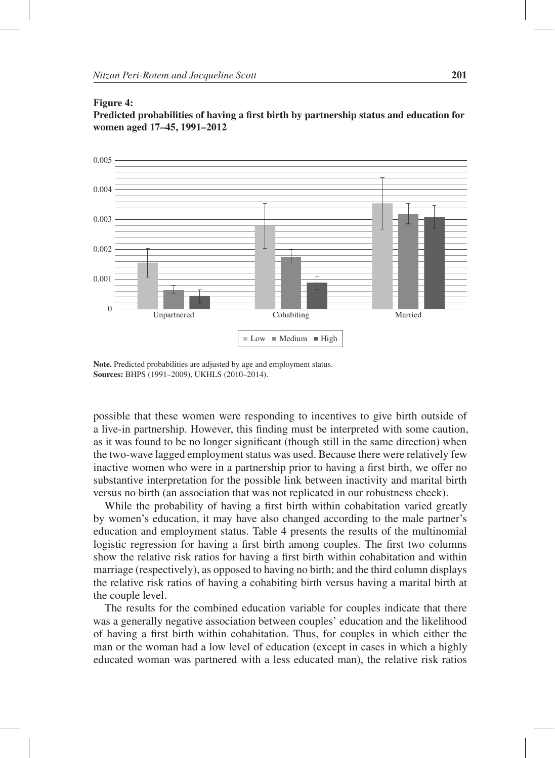**Figure 4:**
**Predicted probabilities of having a first birth by partnership status and education for women aged 17–45, 1991–2012**

**Note.** Predicted probabilities are adjusted by age and employment status.
**Sources:** BHPS (1991–2009), UKHLS (2010–2014).

possible that these women were responding to incentives to give birth outside of a live-in partnership. However, this finding must be interpreted with some caution, as it was found to be no longer significant (though still in the same direction) when the two-wave lagged employment status was used. Because there were relatively few inactive women who were in a partnership prior to having a first birth, we offer no substantive interpretation for the possible link between inactivity and marital birth versus no birth (an association that was not replicated in our robustness check).

While the probability of having a first birth within cohabitation varied greatly by women's education, it may have also changed according to the male partner's education and employment status. Table 4 presents the results of the multinomial logistic regression for having a first birth among couples. The first two columns show the relative risk ratios for having a first birth within cohabitation and within marriage (respectively), as opposed to having no birth; and the third column displays the relative risk ratios of having a cohabiting birth versus having a marital birth at the couple level.

The results for the combined education variable for couples indicate that there was a generally negative association between couples' education and the likelihood of having a first birth within cohabitation. Thus, for couples in which either the man or the woman had a low level of education (except in cases in which a highly educated woman was partnered with a less educated man), the relative risk ratios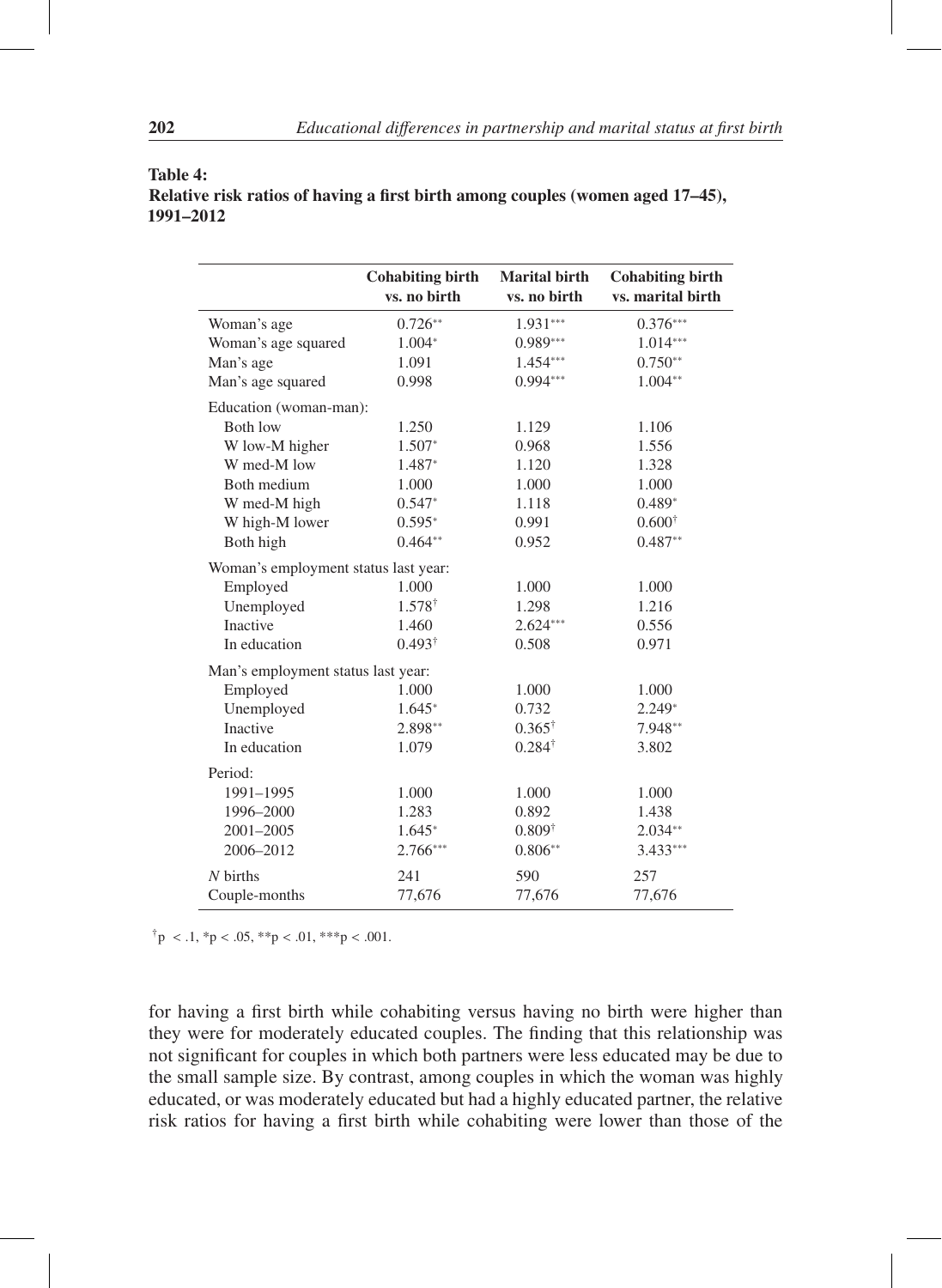**Table 4:**
**Relative risk ratios of having a first birth among couples (women aged 17–45), 1991–2012**

| | Cohabiting birth vs. no birth | Marital birth vs. no birth | Cohabiting birth vs. marital birth |
|---|---|---|---|
| Woman's age | 0.726** | 1.931*** | 0.376*** |
| Woman's age squared | 1.004* | 0.989*** | 1.014*** |
| Man's age | 1.091 | 1.454*** | 0.750** |
| Man's age squared | 0.998 | 0.994*** | 1.004** |
| Education (woman-man): | | | |
| Both low | 1.250 | 1.129 | 1.106 |
| W low-M higher | 1.507* | 0.968 | 1.556 |
| W med-M low | 1.487* | 1.120 | 1.328 |
| Both medium | 1.000 | 1.000 | 1.000 |
| W med-M high | 0.547* | 1.118 | 0.489* |
| W high-M lower | 0.595* | 0.991 | 0.600† |
| Both high | 0.464** | 0.952 | 0.487** |
| Woman's employment status last year: | | | |
| Employed | 1.000 | 1.000 | 1.000 |
| Unemployed | 1.578† | 1.298 | 1.216 |
| Inactive | 1.460 | 2.624*** | 0.556 |
| In education | 0.493† | 0.508 | 0.971 |
| Man's employment status last year: | | | |
| Employed | 1.000 | 1.000 | 1.000 |
| Unemployed | 1.645* | 0.732 | 2.249* |
| Inactive | 2.898** | 0.365† | 7.948** |
| In education | 1.079 | 0.284† | 3.802 |
| Period: | | | |
| 1991–1995 | 1.000 | 1.000 | 1.000 |
| 1996–2000 | 1.283 | 0.892 | 1.438 |
| 2001–2005 | 1.645* | 0.809† | 2.034** |
| 2006–2012 | 2.766*** | 0.806** | 3.433*** |
| *N* births | 241 | 590 | 257 |
| Couple-months | 77,676 | 77,676 | 77,676 |

†p < .1, *p < .05, **p < .01, ***p < .001.

for having a first birth while cohabiting versus having no birth were higher than they were for moderately educated couples. The finding that this relationship was not significant for couples in which both partners were less educated may be due to the small sample size. By contrast, among couples in which the woman was highly educated, or was moderately educated but had a highly educated partner, the relative risk ratios for having a first birth while cohabiting were lower than those of the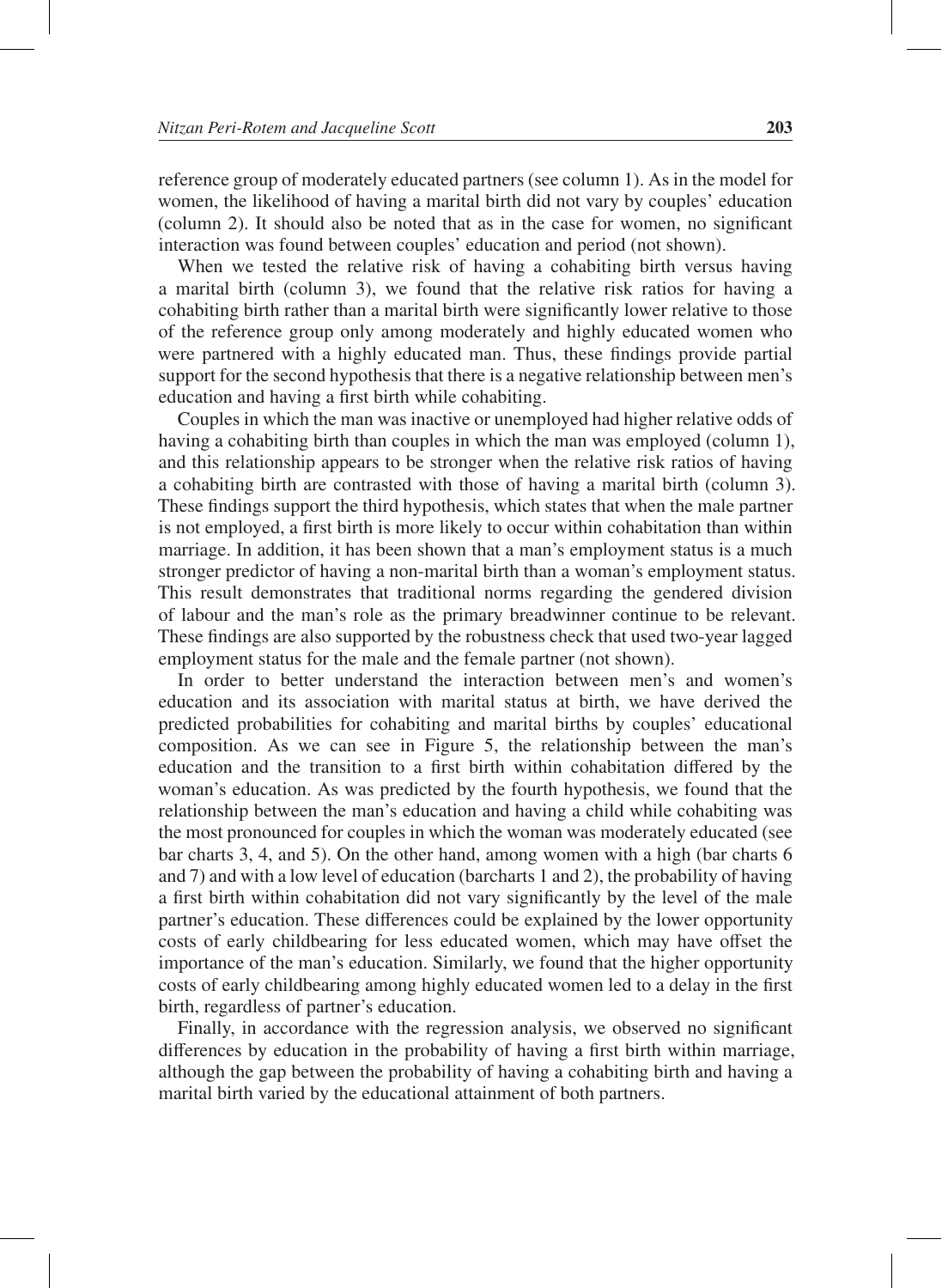reference group of moderately educated partners (see column 1). As in the model for women, the likelihood of having a marital birth did not vary by couples' education (column 2). It should also be noted that as in the case for women, no significant interaction was found between couples' education and period (not shown).

When we tested the relative risk of having a cohabiting birth versus having a marital birth (column 3), we found that the relative risk ratios for having a cohabiting birth rather than a marital birth were significantly lower relative to those of the reference group only among moderately and highly educated women who were partnered with a highly educated man. Thus, these findings provide partial support for the second hypothesis that there is a negative relationship between men's education and having a first birth while cohabiting.

Couples in which the man was inactive or unemployed had higher relative odds of having a cohabiting birth than couples in which the man was employed (column 1), and this relationship appears to be stronger when the relative risk ratios of having a cohabiting birth are contrasted with those of having a marital birth (column 3). These findings support the third hypothesis, which states that when the male partner is not employed, a first birth is more likely to occur within cohabitation than within marriage. In addition, it has been shown that a man's employment status is a much stronger predictor of having a non-marital birth than a woman's employment status. This result demonstrates that traditional norms regarding the gendered division of labour and the man's role as the primary breadwinner continue to be relevant. These findings are also supported by the robustness check that used two-year lagged employment status for the male and the female partner (not shown).

In order to better understand the interaction between men's and women's education and its association with marital status at birth, we have derived the predicted probabilities for cohabiting and marital births by couples' educational composition. As we can see in Figure 5, the relationship between the man's education and the transition to a first birth within cohabitation differed by the woman's education. As was predicted by the fourth hypothesis, we found that the relationship between the man's education and having a child while cohabiting was the most pronounced for couples in which the woman was moderately educated (see bar charts 3, 4, and 5). On the other hand, among women with a high (bar charts 6 and 7) and with a low level of education (barcharts 1 and 2), the probability of having a first birth within cohabitation did not vary significantly by the level of the male partner's education. These differences could be explained by the lower opportunity costs of early childbearing for less educated women, which may have offset the importance of the man's education. Similarly, we found that the higher opportunity costs of early childbearing among highly educated women led to a delay in the first birth, regardless of partner's education.

Finally, in accordance with the regression analysis, we observed no significant differences by education in the probability of having a first birth within marriage, although the gap between the probability of having a cohabiting birth and having a marital birth varied by the educational attainment of both partners.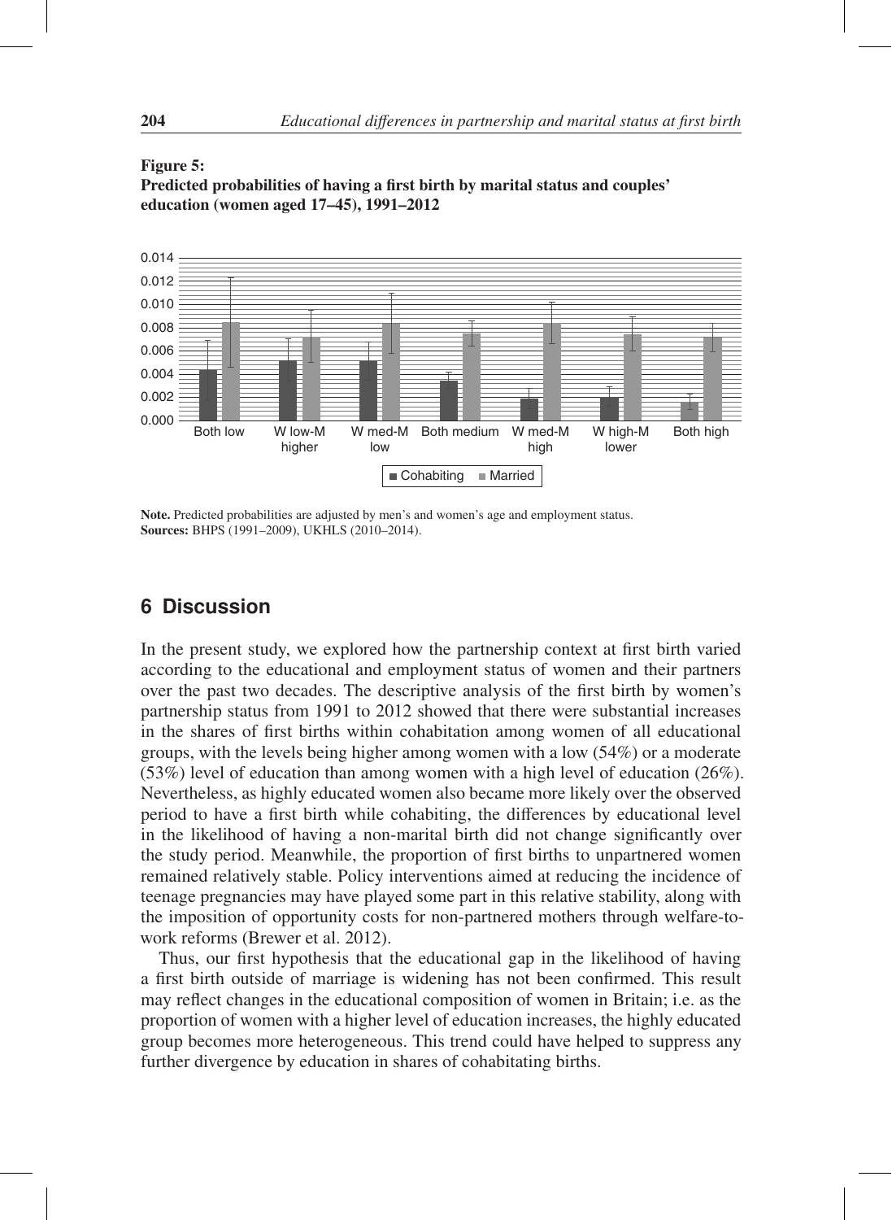**Figure 5:**
**Predicted probabilities of having a first birth by marital status and couples' education (women aged 17–45), 1991–2012**

**Note.** Predicted probabilities are adjusted by men's and women's age and employment status.
**Sources:** BHPS (1991–2009), UKHLS (2010–2014).

## 6 Discussion

In the present study, we explored how the partnership context at first birth varied according to the educational and employment status of women and their partners over the past two decades. The descriptive analysis of the first birth by women's partnership status from 1991 to 2012 showed that there were substantial increases in the shares of first births within cohabitation among women of all educational groups, with the levels being higher among women with a low (54%) or a moderate (53%) level of education than among women with a high level of education (26%). Nevertheless, as highly educated women also became more likely over the observed period to have a first birth while cohabiting, the differences by educational level in the likelihood of having a non-marital birth did not change significantly over the study period. Meanwhile, the proportion of first births to unpartnered women remained relatively stable. Policy interventions aimed at reducing the incidence of teenage pregnancies may have played some part in this relative stability, along with the imposition of opportunity costs for non-partnered mothers through welfare-to-work reforms (Brewer et al. 2012).

Thus, our first hypothesis that the educational gap in the likelihood of having a first birth outside of marriage is widening has not been confirmed. This result may reflect changes in the educational composition of women in Britain; i.e. as the proportion of women with a higher level of education increases, the highly educated group becomes more heterogeneous. This trend could have helped to suppress any further divergence by education in shares of cohabitating births.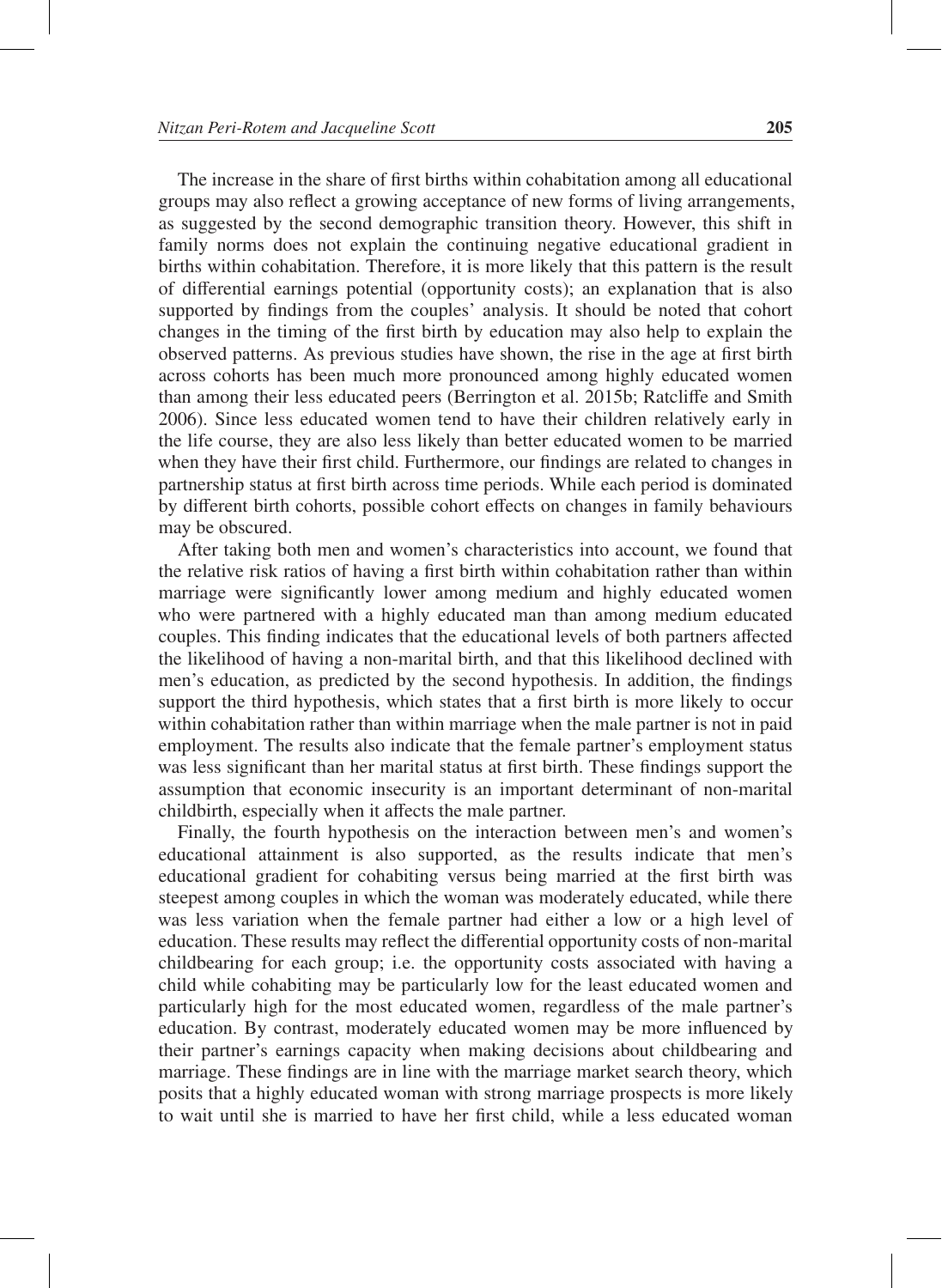The increase in the share of first births within cohabitation among all educational groups may also reflect a growing acceptance of new forms of living arrangements, as suggested by the second demographic transition theory. However, this shift in family norms does not explain the continuing negative educational gradient in births within cohabitation. Therefore, it is more likely that this pattern is the result of differential earnings potential (opportunity costs); an explanation that is also supported by findings from the couples' analysis. It should be noted that cohort changes in the timing of the first birth by education may also help to explain the observed patterns. As previous studies have shown, the rise in the age at first birth across cohorts has been much more pronounced among highly educated women than among their less educated peers (Berrington et al. 2015b; Ratcliffe and Smith 2006). Since less educated women tend to have their children relatively early in the life course, they are also less likely than better educated women to be married when they have their first child. Furthermore, our findings are related to changes in partnership status at first birth across time periods. While each period is dominated by different birth cohorts, possible cohort effects on changes in family behaviours may be obscured.

After taking both men and women's characteristics into account, we found that the relative risk ratios of having a first birth within cohabitation rather than within marriage were significantly lower among medium and highly educated women who were partnered with a highly educated man than among medium educated couples. This finding indicates that the educational levels of both partners affected the likelihood of having a non-marital birth, and that this likelihood declined with men's education, as predicted by the second hypothesis. In addition, the findings support the third hypothesis, which states that a first birth is more likely to occur within cohabitation rather than within marriage when the male partner is not in paid employment. The results also indicate that the female partner's employment status was less significant than her marital status at first birth. These findings support the assumption that economic insecurity is an important determinant of non-marital childbirth, especially when it affects the male partner.

Finally, the fourth hypothesis on the interaction between men's and women's educational attainment is also supported, as the results indicate that men's educational gradient for cohabiting versus being married at the first birth was steepest among couples in which the woman was moderately educated, while there was less variation when the female partner had either a low or a high level of education. These results may reflect the differential opportunity costs of non-marital childbearing for each group; i.e. the opportunity costs associated with having a child while cohabiting may be particularly low for the least educated women and particularly high for the most educated women, regardless of the male partner's education. By contrast, moderately educated women may be more influenced by their partner's earnings capacity when making decisions about childbearing and marriage. These findings are in line with the marriage market search theory, which posits that a highly educated woman with strong marriage prospects is more likely to wait until she is married to have her first child, while a less educated woman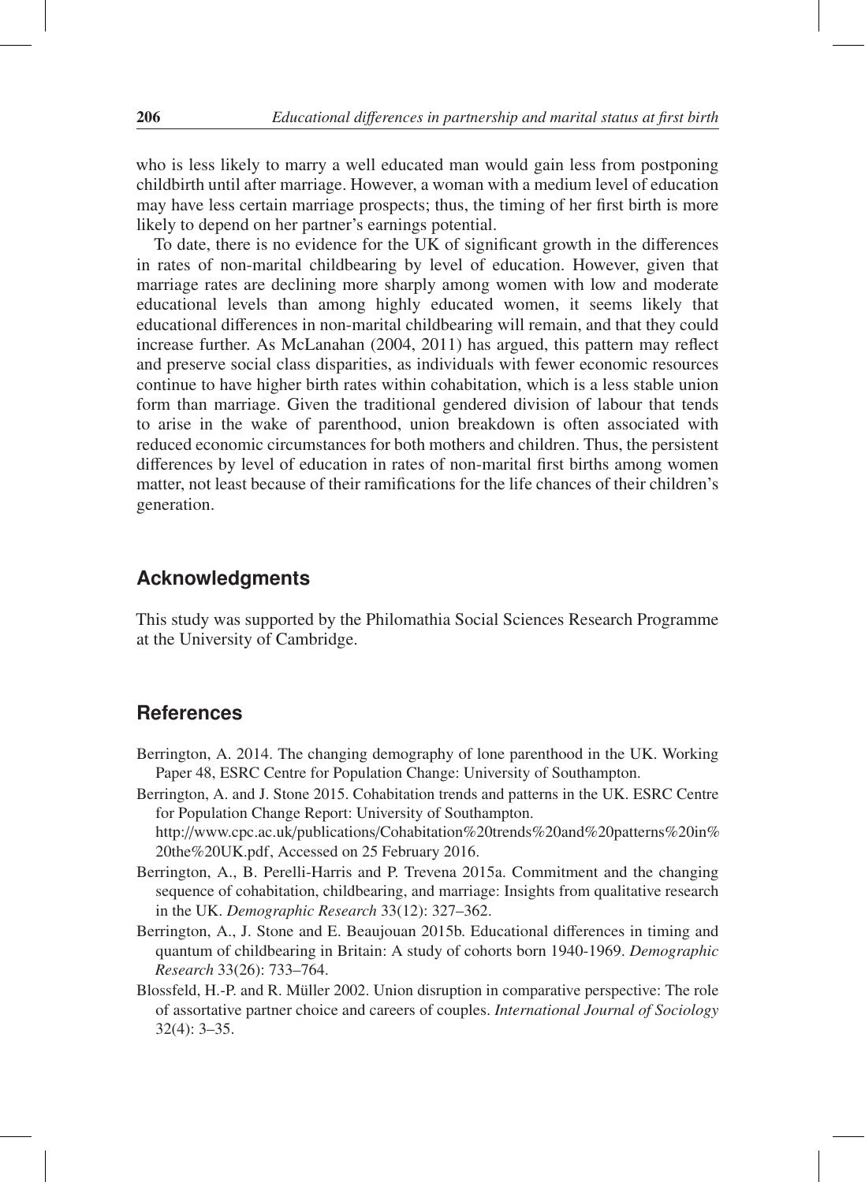who is less likely to marry a well educated man would gain less from postponing childbirth until after marriage. However, a woman with a medium level of education may have less certain marriage prospects; thus, the timing of her first birth is more likely to depend on her partner's earnings potential.

To date, there is no evidence for the UK of significant growth in the differences in rates of non-marital childbearing by level of education. However, given that marriage rates are declining more sharply among women with low and moderate educational levels than among highly educated women, it seems likely that educational differences in non-marital childbearing will remain, and that they could increase further. As McLanahan (2004, 2011) has argued, this pattern may reflect and preserve social class disparities, as individuals with fewer economic resources continue to have higher birth rates within cohabitation, which is a less stable union form than marriage. Given the traditional gendered division of labour that tends to arise in the wake of parenthood, union breakdown is often associated with reduced economic circumstances for both mothers and children. Thus, the persistent differences by level of education in rates of non-marital first births among women matter, not least because of their ramifications for the life chances of their children's generation.

## Acknowledgments

This study was supported by the Philomathia Social Sciences Research Programme at the University of Cambridge.

## References

Berrington, A. 2014. The changing demography of lone parenthood in the UK. Working Paper 48, ESRC Centre for Population Change: University of Southampton.

Berrington, A. and J. Stone 2015. Cohabitation trends and patterns in the UK. ESRC Centre for Population Change Report: University of Southampton. http://www.cpc.ac.uk/publications/Cohabitation%20trends%20and%20patterns%20in%20the%20UK.pdf, Accessed on 25 February 2016.

Berrington, A., B. Perelli-Harris and P. Trevena 2015a. Commitment and the changing sequence of cohabitation, childbearing, and marriage: Insights from qualitative research in the UK. *Demographic Research* 33(12): 327–362.

Berrington, A., J. Stone and E. Beaujouan 2015b. Educational differences in timing and quantum of childbearing in Britain: A study of cohorts born 1940-1969. *Demographic Research* 33(26): 733–764.

Blossfeld, H.-P. and R. Müller 2002. Union disruption in comparative perspective: The role of assortative partner choice and careers of couples. *International Journal of Sociology* 32(4): 3–35.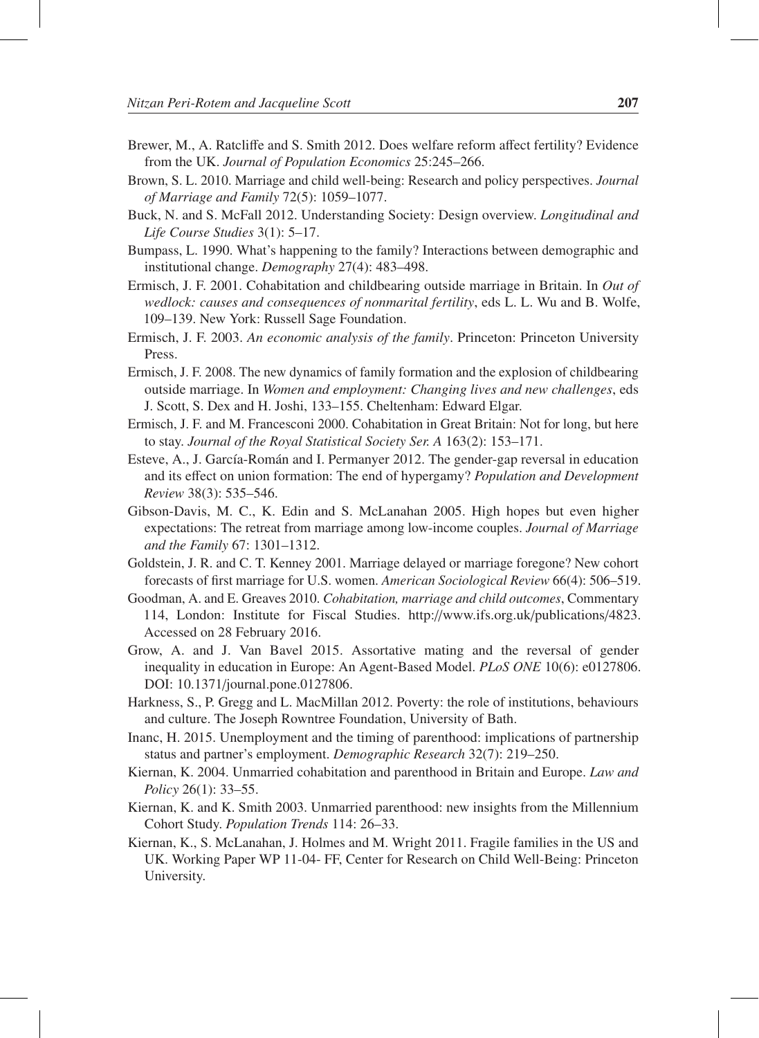Brewer, M., A. Ratcliffe and S. Smith 2012. Does welfare reform affect fertility? Evidence from the UK. *Journal of Population Economics* 25:245–266.

Brown, S. L. 2010. Marriage and child well-being: Research and policy perspectives. *Journal of Marriage and Family* 72(5): 1059–1077.

Buck, N. and S. McFall 2012. Understanding Society: Design overview. *Longitudinal and Life Course Studies* 3(1): 5–17.

Bumpass, L. 1990. What's happening to the family? Interactions between demographic and institutional change. *Demography* 27(4): 483–498.

Ermisch, J. F. 2001. Cohabitation and childbearing outside marriage in Britain. In *Out of wedlock: causes and consequences of nonmarital fertility*, eds L. L. Wu and B. Wolfe, 109–139. New York: Russell Sage Foundation.

Ermisch, J. F. 2003. *An economic analysis of the family*. Princeton: Princeton University Press.

Ermisch, J. F. 2008. The new dynamics of family formation and the explosion of childbearing outside marriage. In *Women and employment: Changing lives and new challenges*, eds J. Scott, S. Dex and H. Joshi, 133–155. Cheltenham: Edward Elgar.

Ermisch, J. F. and M. Francesconi 2000. Cohabitation in Great Britain: Not for long, but here to stay. *Journal of the Royal Statistical Society Ser. A* 163(2): 153–171.

Esteve, A., J. García-Román and I. Permanyer 2012. The gender-gap reversal in education and its effect on union formation: The end of hypergamy? *Population and Development Review* 38(3): 535–546.

Gibson-Davis, M. C., K. Edin and S. McLanahan 2005. High hopes but even higher expectations: The retreat from marriage among low-income couples. *Journal of Marriage and the Family* 67: 1301–1312.

Goldstein, J. R. and C. T. Kenney 2001. Marriage delayed or marriage foregone? New cohort forecasts of first marriage for U.S. women. *American Sociological Review* 66(4): 506–519.

Goodman, A. and E. Greaves 2010. *Cohabitation, marriage and child outcomes*, Commentary 114, London: Institute for Fiscal Studies. http://www.ifs.org.uk/publications/4823. Accessed on 28 February 2016.

Grow, A. and J. Van Bavel 2015. Assortative mating and the reversal of gender inequality in education in Europe: An Agent-Based Model. *PLoS ONE* 10(6): e0127806. DOI: 10.1371/journal.pone.0127806.

Harkness, S., P. Gregg and L. MacMillan 2012. Poverty: the role of institutions, behaviours and culture. The Joseph Rowntree Foundation, University of Bath.

Inanc, H. 2015. Unemployment and the timing of parenthood: implications of partnership status and partner's employment. *Demographic Research* 32(7): 219–250.

Kiernan, K. 2004. Unmarried cohabitation and parenthood in Britain and Europe. *Law and Policy* 26(1): 33–55.

Kiernan, K. and K. Smith 2003. Unmarried parenthood: new insights from the Millennium Cohort Study. *Population Trends* 114: 26–33.

Kiernan, K., S. McLanahan, J. Holmes and M. Wright 2011. Fragile families in the US and UK. Working Paper WP 11-04- FF, Center for Research on Child Well-Being: Princeton University.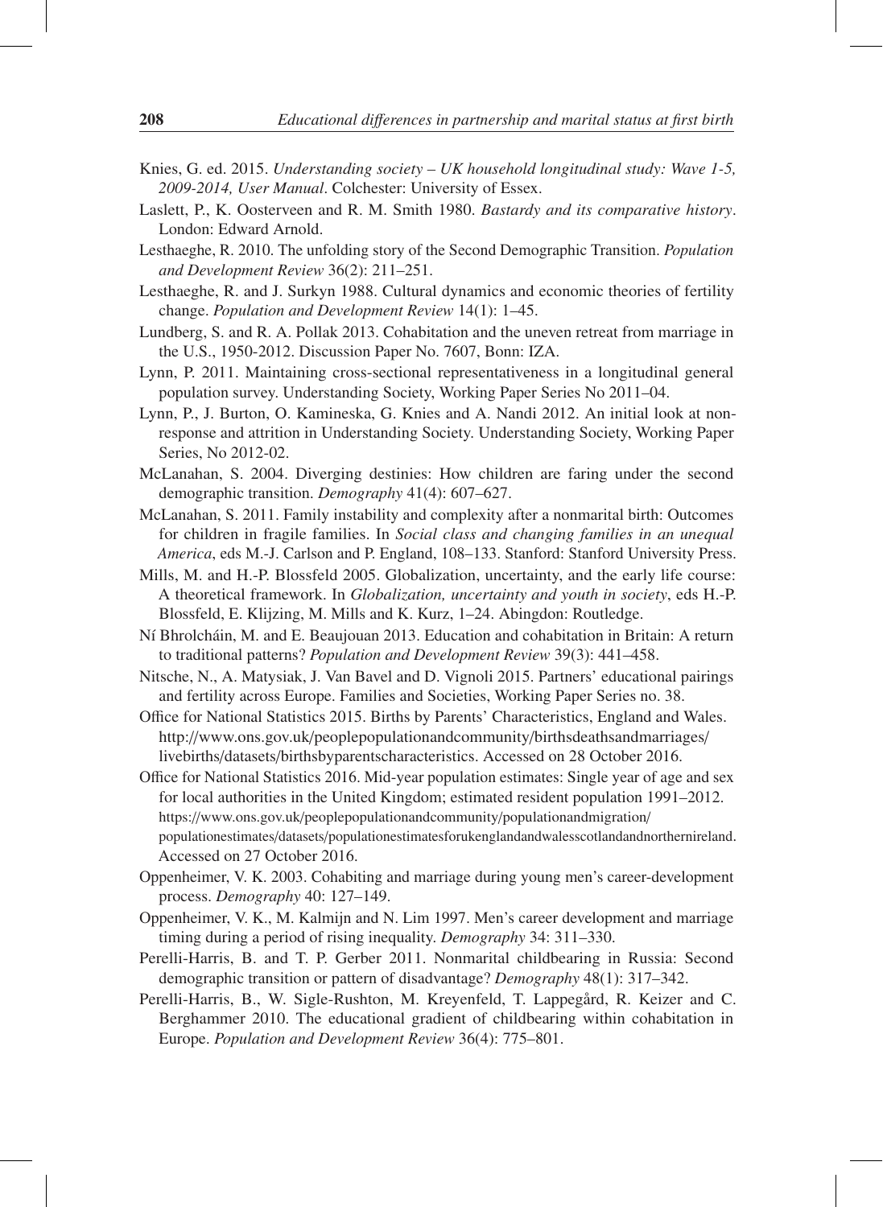Knies, G. ed. 2015. *Understanding society – UK household longitudinal study: Wave 1-5, 2009-2014, User Manual*. Colchester: University of Essex.

Laslett, P., K. Oosterveen and R. M. Smith 1980. *Bastardy and its comparative history*. London: Edward Arnold.

Lesthaeghe, R. 2010. The unfolding story of the Second Demographic Transition. *Population and Development Review* 36(2): 211–251.

Lesthaeghe, R. and J. Surkyn 1988. Cultural dynamics and economic theories of fertility change. *Population and Development Review* 14(1): 1–45.

Lundberg, S. and R. A. Pollak 2013. Cohabitation and the uneven retreat from marriage in the U.S., 1950-2012. Discussion Paper No. 7607, Bonn: IZA.

Lynn, P. 2011. Maintaining cross-sectional representativeness in a longitudinal general population survey. Understanding Society, Working Paper Series No 2011–04.

Lynn, P., J. Burton, O. Kamineska, G. Knies and A. Nandi 2012. An initial look at non-response and attrition in Understanding Society. Understanding Society, Working Paper Series, No 2012-02.

McLanahan, S. 2004. Diverging destinies: How children are faring under the second demographic transition. *Demography* 41(4): 607–627.

McLanahan, S. 2011. Family instability and complexity after a nonmarital birth: Outcomes for children in fragile families. In *Social class and changing families in an unequal America*, eds M.-J. Carlson and P. England, 108–133. Stanford: Stanford University Press.

Mills, M. and H.-P. Blossfeld 2005. Globalization, uncertainty, and the early life course: A theoretical framework. In *Globalization, uncertainty and youth in society*, eds H.-P. Blossfeld, E. Klijzing, M. Mills and K. Kurz, 1–24. Abingdon: Routledge.

Ní Bhrolcháin, M. and E. Beaujouan 2013. Education and cohabitation in Britain: A return to traditional patterns? *Population and Development Review* 39(3): 441–458.

Nitsche, N., A. Matysiak, J. Van Bavel and D. Vignoli 2015. Partners' educational pairings and fertility across Europe. Families and Societies, Working Paper Series no. 38.

Office for National Statistics 2015. Births by Parents' Characteristics, England and Wales. http://www.ons.gov.uk/peoplepopulationandcommunity/birthsdeathsandmarriages/livebirths/datasets/birthsbyparentscharacteristics. Accessed on 28 October 2016.

Office for National Statistics 2016. Mid-year population estimates: Single year of age and sex for local authorities in the United Kingdom; estimated resident population 1991–2012. https://www.ons.gov.uk/peoplepopulationandcommunity/populationandmigration/populationestimates/datasets/populationestimatesforukenglandandwalesscotlandandnorthernireland. Accessed on 27 October 2016.

Oppenheimer, V. K. 2003. Cohabiting and marriage during young men's career-development process. *Demography* 40: 127–149.

Oppenheimer, V. K., M. Kalmijn and N. Lim 1997. Men's career development and marriage timing during a period of rising inequality. *Demography* 34: 311–330.

Perelli-Harris, B. and T. P. Gerber 2011. Nonmarital childbearing in Russia: Second demographic transition or pattern of disadvantage? *Demography* 48(1): 317–342.

Perelli-Harris, B., W. Sigle-Rushton, M. Kreyenfeld, T. Lappegård, R. Keizer and C. Berghammer 2010. The educational gradient of childbearing within cohabitation in Europe. *Population and Development Review* 36(4): 775–801.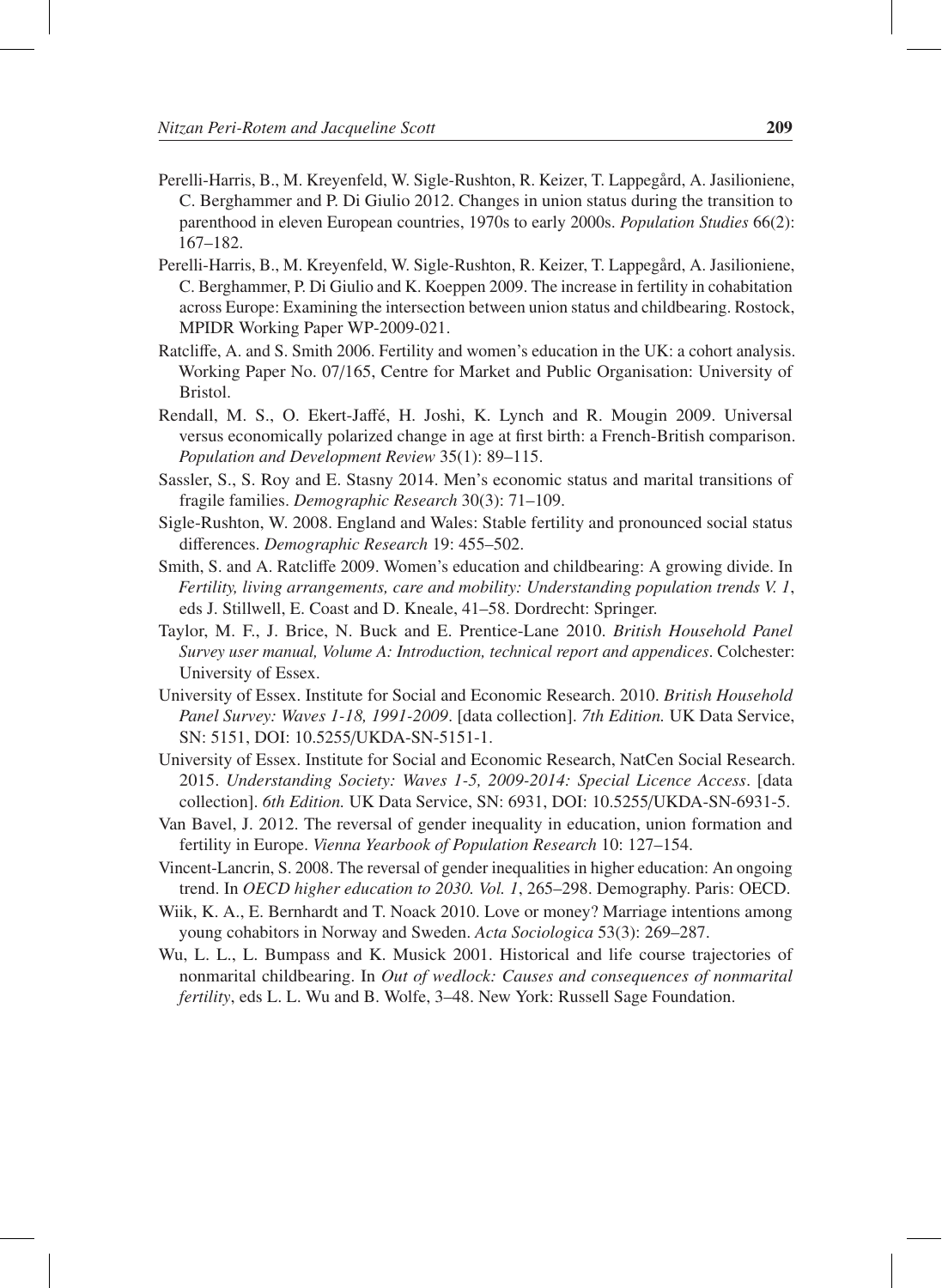Perelli-Harris, B., M. Kreyenfeld, W. Sigle-Rushton, R. Keizer, T. Lappegård, A. Jasilioniene, C. Berghammer and P. Di Giulio 2012. Changes in union status during the transition to parenthood in eleven European countries, 1970s to early 2000s. *Population Studies* 66(2): 167–182.

Perelli-Harris, B., M. Kreyenfeld, W. Sigle-Rushton, R. Keizer, T. Lappegård, A. Jasilioniene, C. Berghammer, P. Di Giulio and K. Koeppen 2009. The increase in fertility in cohabitation across Europe: Examining the intersection between union status and childbearing. Rostock, MPIDR Working Paper WP-2009-021.

Ratcliffe, A. and S. Smith 2006. Fertility and women's education in the UK: a cohort analysis. Working Paper No. 07/165, Centre for Market and Public Organisation: University of Bristol.

Rendall, M. S., O. Ekert-Jaffé, H. Joshi, K. Lynch and R. Mougin 2009. Universal versus economically polarized change in age at first birth: a French-British comparison. *Population and Development Review* 35(1): 89–115.

Sassler, S., S. Roy and E. Stasny 2014. Men's economic status and marital transitions of fragile families. *Demographic Research* 30(3): 71–109.

Sigle-Rushton, W. 2008. England and Wales: Stable fertility and pronounced social status differences. *Demographic Research* 19: 455–502.

Smith, S. and A. Ratcliffe 2009. Women's education and childbearing: A growing divide. In *Fertility, living arrangements, care and mobility: Understanding population trends V. 1*, eds J. Stillwell, E. Coast and D. Kneale, 41–58. Dordrecht: Springer.

Taylor, M. F., J. Brice, N. Buck and E. Prentice-Lane 2010. *British Household Panel Survey user manual, Volume A: Introduction, technical report and appendices*. Colchester: University of Essex.

University of Essex. Institute for Social and Economic Research. 2010. *British Household Panel Survey: Waves 1-18, 1991-2009*. [data collection]. *7th Edition.* UK Data Service, SN: 5151, DOI: 10.5255/UKDA-SN-5151-1.

University of Essex. Institute for Social and Economic Research, NatCen Social Research. 2015. *Understanding Society: Waves 1-5, 2009-2014: Special Licence Access*. [data collection]. *6th Edition.* UK Data Service, SN: 6931, DOI: 10.5255/UKDA-SN-6931-5.

Van Bavel, J. 2012. The reversal of gender inequality in education, union formation and fertility in Europe. *Vienna Yearbook of Population Research* 10: 127–154.

Vincent-Lancrin, S. 2008. The reversal of gender inequalities in higher education: An ongoing trend. In *OECD higher education to 2030. Vol. 1*, 265–298. Demography. Paris: OECD.

Wiik, K. A., E. Bernhardt and T. Noack 2010. Love or money? Marriage intentions among young cohabitors in Norway and Sweden. *Acta Sociologica* 53(3): 269–287.

Wu, L. L., L. Bumpass and K. Musick 2001. Historical and life course trajectories of nonmarital childbearing. In *Out of wedlock: Causes and consequences of nonmarital fertility*, eds L. L. Wu and B. Wolfe, 3–48. New York: Russell Sage Foundation.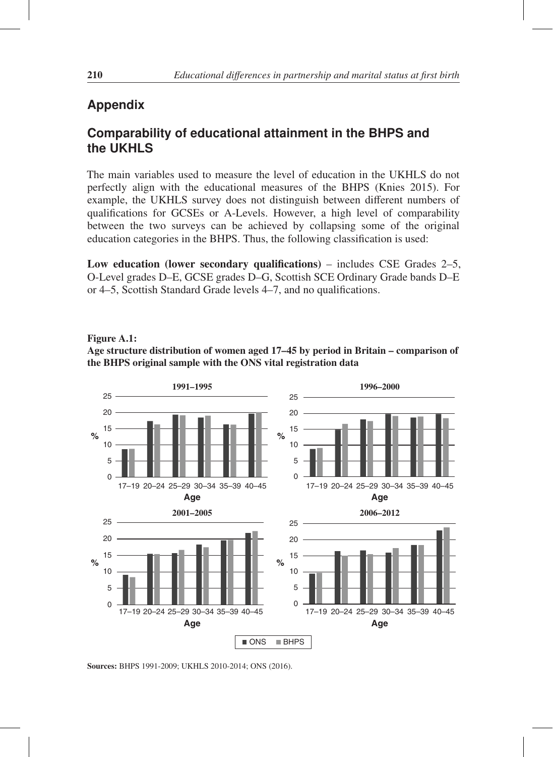## Appendix

### Comparability of educational attainment in the BHPS and the UKHLS

The main variables used to measure the level of education in the UKHLS do not perfectly align with the educational measures of the BHPS (Knies 2015). For example, the UKHLS survey does not distinguish between different numbers of qualifications for GCSEs or A-Levels. However, a high level of comparability between the two surveys can be achieved by collapsing some of the original education categories in the BHPS. Thus, the following classification is used:

**Low education (lower secondary qualifications)** – includes CSE Grades 2–5, O-Level grades D–E, GCSE grades D–G, Scottish SCE Ordinary Grade bands D–E or 4–5, Scottish Standard Grade levels 4–7, and no qualifications.

**Figure A.1:**
**Age structure distribution of women aged 17–45 by period in Britain – comparison of the BHPS original sample with the ONS vital registration data**

**Sources:** BHPS 1991-2009; UKHLS 2010-2014; ONS (2016).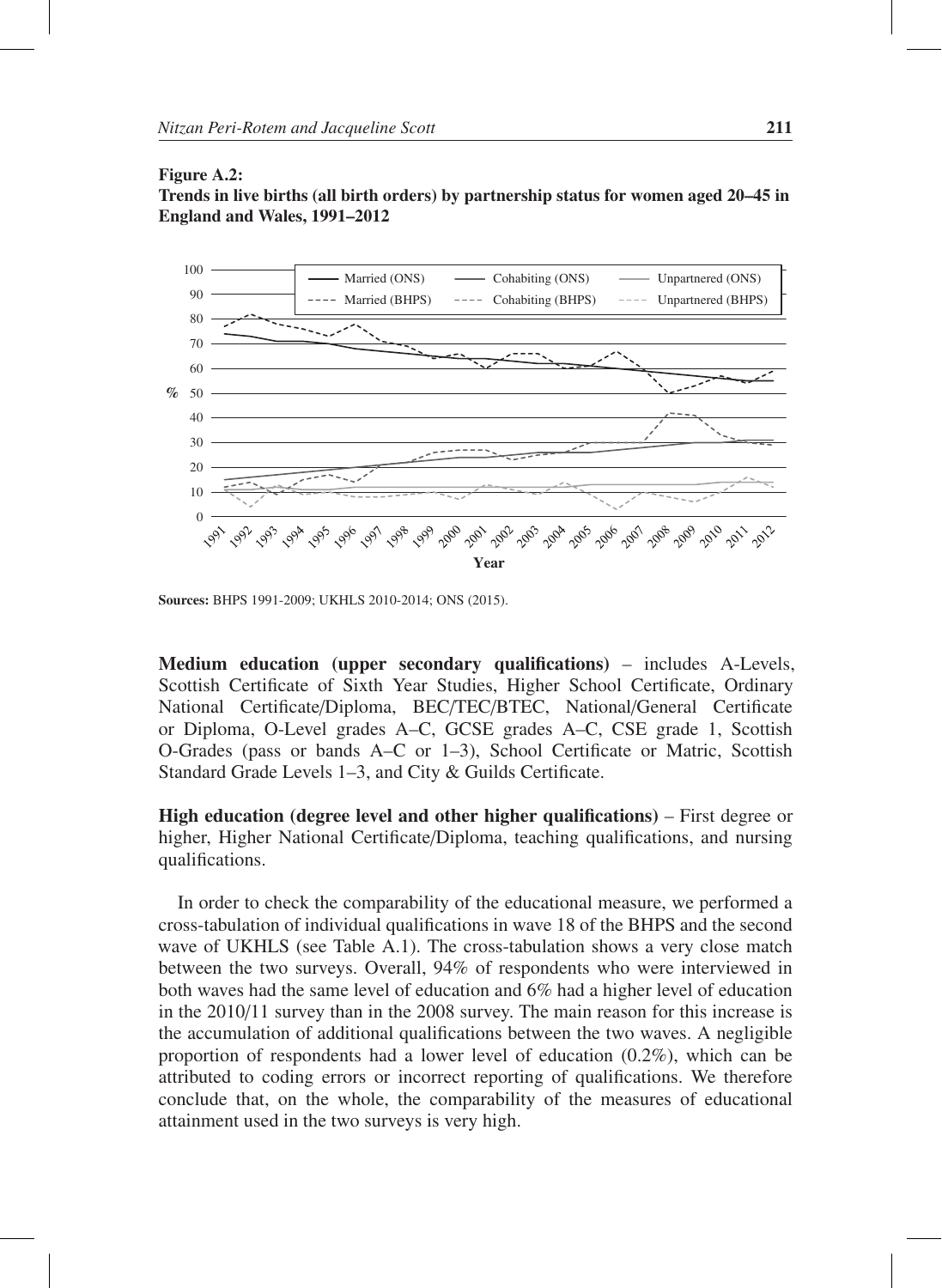**Figure A.2:**
**Trends in live births (all birth orders) by partnership status for women aged 20–45 in England and Wales, 1991–2012**

**Sources:** BHPS 1991-2009; UKHLS 2010-2014; ONS (2015).

**Medium education (upper secondary qualifications)** – includes A-Levels, Scottish Certificate of Sixth Year Studies, Higher School Certificate, Ordinary National Certificate/Diploma, BEC/TEC/BTEC, National/General Certificate or Diploma, O-Level grades A–C, GCSE grades A–C, CSE grade 1, Scottish O-Grades (pass or bands A–C or 1–3), School Certificate or Matric, Scottish Standard Grade Levels 1–3, and City & Guilds Certificate.

**High education (degree level and other higher qualifications)** – First degree or higher, Higher National Certificate/Diploma, teaching qualifications, and nursing qualifications.

In order to check the comparability of the educational measure, we performed a cross-tabulation of individual qualifications in wave 18 of the BHPS and the second wave of UKHLS (see Table A.1). The cross-tabulation shows a very close match between the two surveys. Overall, 94% of respondents who were interviewed in both waves had the same level of education and 6% had a higher level of education in the 2010/11 survey than in the 2008 survey. The main reason for this increase is the accumulation of additional qualifications between the two waves. A negligible proportion of respondents had a lower level of education (0.2%), which can be attributed to coding errors or incorrect reporting of qualifications. We therefore conclude that, on the whole, the comparability of the measures of educational attainment used in the two surveys is very high.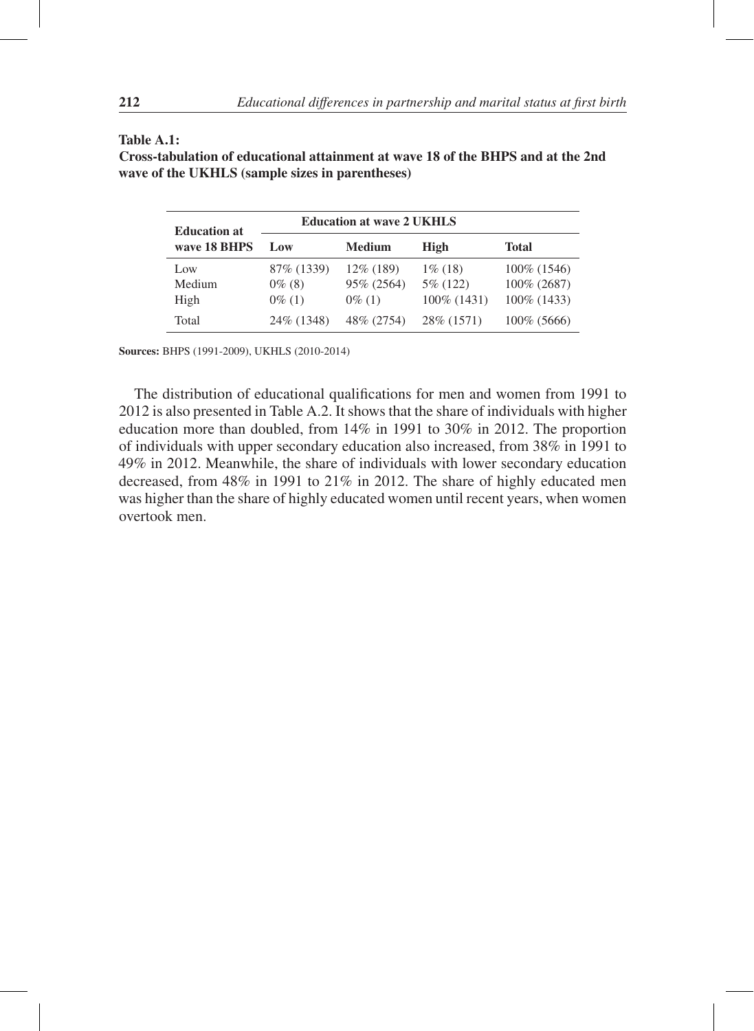**Table A.1:**
**Cross-tabulation of educational attainment at wave 18 of the BHPS and at the 2nd wave of the UKHLS (sample sizes in parentheses)**

| Education at wave 18 BHPS | Education at wave 2 UKHLS | | | |
|---|---|---|---|---|
| | **Low** | **Medium** | **High** | **Total** |
| Low | 87% (1339) | 12% (189) | 1% (18) | 100% (1546) |
| Medium | 0% (8) | 95% (2564) | 5% (122) | 100% (2687) |
| High | 0% (1) | 0% (1) | 100% (1431) | 100% (1433) |
| Total | 24% (1348) | 48% (2754) | 28% (1571) | 100% (5666) |

**Sources:** BHPS (1991-2009), UKHLS (2010-2014)

The distribution of educational qualifications for men and women from 1991 to 2012 is also presented in Table A.2. It shows that the share of individuals with higher education more than doubled, from 14% in 1991 to 30% in 2012. The proportion of individuals with upper secondary education also increased, from 38% in 1991 to 49% in 2012. Meanwhile, the share of individuals with lower secondary education decreased, from 48% in 1991 to 21% in 2012. The share of highly educated men was higher than the share of highly educated women until recent years, when women overtook men.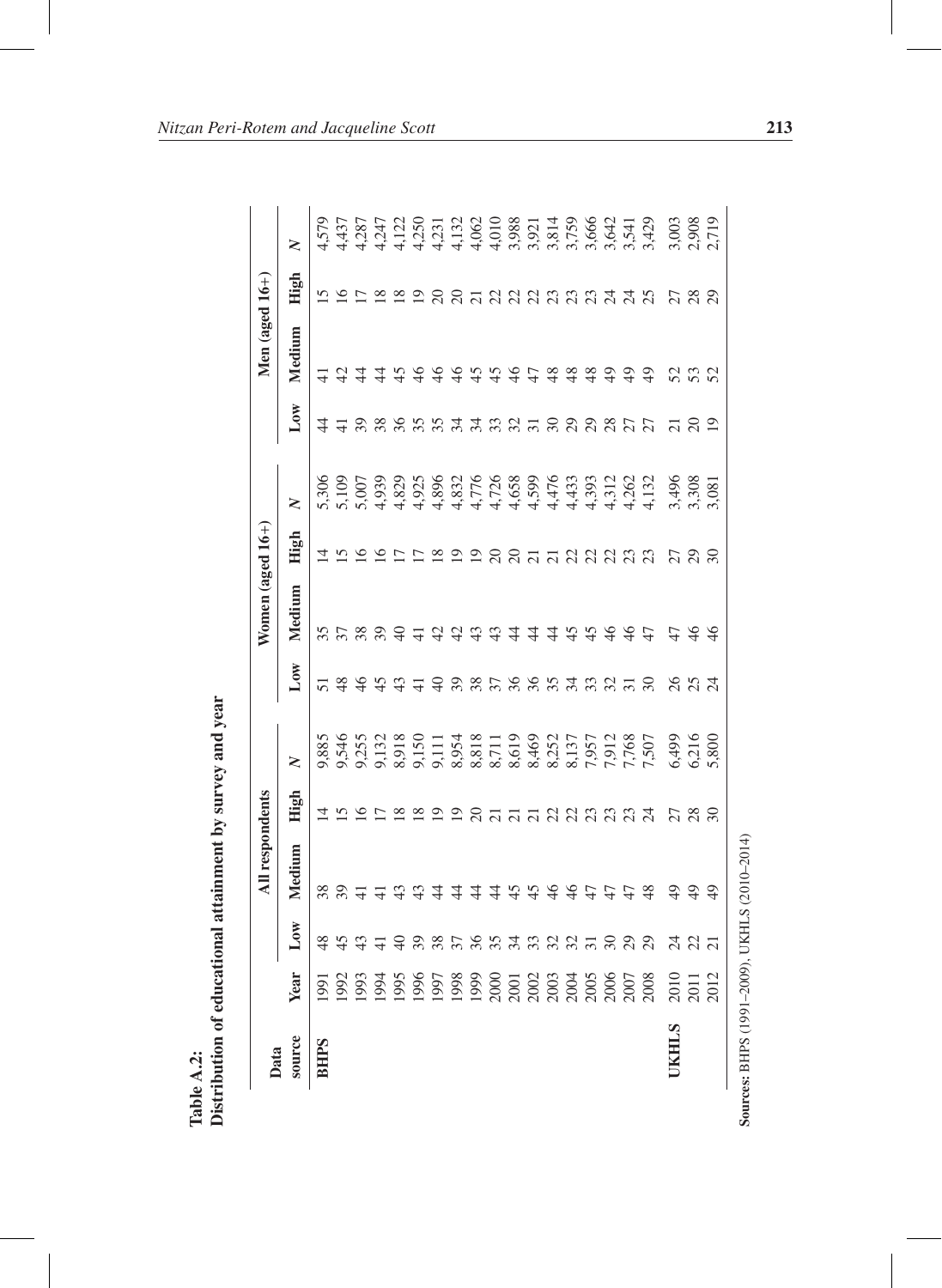**Table A.2:**
**Distribution of educational attainment by survey and year**

| Data source | Year | All respondents | | | | Women (aged 16+) | | | | Men (aged 16+) | | | |
|---|---|---|---|---|---|---|---|---|---|---|---|---|---|
| | | Low | Medium | High | *N* | Low | Medium | High | *N* | Low | Medium | High | *N* |
| **BHPS** | 1991 | 48 | 38 | 14 | 9,885 | 51 | 35 | 14 | 5,306 | 44 | 41 | 15 | 4,579 |
| | 1992 | 45 | 39 | 15 | 9,546 | 48 | 37 | 15 | 5,109 | 41 | 42 | 16 | 4,437 |
| | 1993 | 43 | 41 | 16 | 9,255 | 46 | 38 | 16 | 5,007 | 39 | 44 | 17 | 4,287 |
| | 1994 | 41 | 41 | 17 | 9,132 | 45 | 39 | 16 | 4,939 | 38 | 44 | 18 | 4,247 |
| | 1995 | 40 | 43 | 18 | 8,918 | 43 | 40 | 17 | 4,829 | 36 | 45 | 18 | 4,122 |
| | 1996 | 39 | 43 | 18 | 9,150 | 41 | 41 | 17 | 4,925 | 35 | 46 | 19 | 4,250 |
| | 1997 | 38 | 44 | 19 | 9,111 | 40 | 42 | 18 | 4,896 | 35 | 46 | 20 | 4,231 |
| | 1998 | 37 | 44 | 19 | 8,954 | 39 | 42 | 19 | 4,832 | 34 | 46 | 20 | 4,132 |
| | 1999 | 36 | 44 | 20 | 8,818 | 38 | 43 | 19 | 4,776 | 34 | 45 | 21 | 4,062 |
| | 2000 | 35 | 44 | 21 | 8,711 | 37 | 43 | 20 | 4,726 | 33 | 45 | 22 | 4,010 |
| | 2001 | 34 | 45 | 21 | 8,619 | 36 | 44 | 20 | 4,658 | 32 | 46 | 22 | 3,988 |
| | 2002 | 33 | 45 | 21 | 8,469 | 36 | 44 | 21 | 4,599 | 31 | 47 | 22 | 3,921 |
| | 2003 | 32 | 46 | 22 | 8,252 | 35 | 44 | 21 | 4,476 | 30 | 48 | 23 | 3,814 |
| | 2004 | 32 | 46 | 22 | 8,137 | 34 | 45 | 22 | 4,433 | 29 | 48 | 23 | 3,759 |
| | 2005 | 31 | 47 | 23 | 7,957 | 33 | 45 | 22 | 4,393 | 29 | 48 | 23 | 3,666 |
| | 2006 | 30 | 47 | 23 | 7,912 | 32 | 46 | 22 | 4,312 | 28 | 49 | 24 | 3,642 |
| | 2007 | 29 | 47 | 23 | 7,768 | 31 | 46 | 23 | 4,262 | 27 | 49 | 24 | 3,541 |
| | 2008 | 29 | 48 | 24 | 7,507 | 30 | 47 | 23 | 4,132 | 27 | 49 | 25 | 3,429 |
| **UKHLS** | 2010 | 24 | 49 | 27 | 6,499 | 26 | 47 | 27 | 3,496 | 21 | 52 | 27 | 3,003 |
| | 2011 | 22 | 49 | 28 | 6,216 | 25 | 46 | 29 | 3,308 | 20 | 53 | 28 | 2,908 |
| | 2012 | 21 | 49 | 30 | 5,800 | 24 | 46 | 30 | 3,081 | 19 | 52 | 29 | 2,719 |

**Sources:** BHPS (1991–2009), UKHLS (2010–2014)